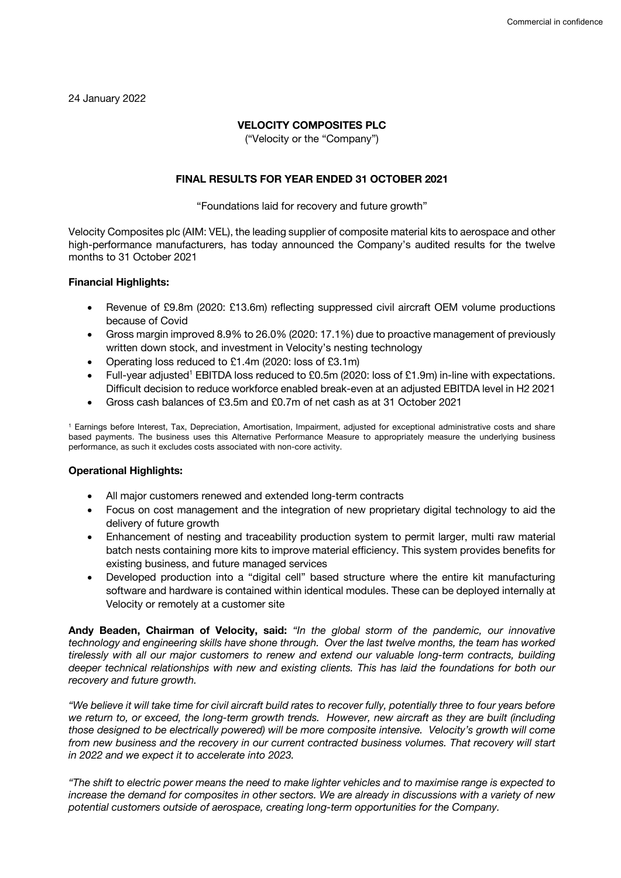24 January 2022

**VELOCITY COMPOSITES PLC**

("Velocity or the "Company")

**FINAL RESULTS FOR YEAR ENDED 31 OCTOBER 2021**

"Foundations laid for recovery and future growth"

Velocity Composites plc (AIM: VEL), the leading supplier of composite material kits to aerospace and other high-performance manufacturers, has today announced the Company's audited results for the twelve months to 31 October 2021

**Financial Highlights:**

- Revenue of £9.8m (2020: £13.6m) reflecting suppressed civil aircraft OEM volume productions because of Covid
- Gross margin improved 8.9% to 26.0% (2020: 17.1%) due to proactive management of previously written down stock, and investment in Velocity's nesting technology
- Operating loss reduced to £1.4m (2020: loss of £3.1m)
- Full-year adjusted[1] EBITDA loss reduced to £0.5m (2020: loss of £1.9m) in-line with expectations. Difficult decision to reduce workforce enabled break-even at an adjusted EBITDA level in H2 2021
- Gross cash balances of £3.5m and £0.7m of net cash as at 31 October 2021

[1] Earnings before Interest, Tax, Depreciation, Amortisation, Impairment, adjusted for exceptional administrative costs and share based payments. The business uses this Alternative Performance Measure to appropriately measure the underlying business performance, as such it excludes costs associated with non-core activity.

**Operational Highlights:**

- All major customers renewed and extended long-term contracts
- Focus on cost management and the integration of new proprietary digital technology to aid the delivery of future growth
- Enhancement of nesting and traceability production system to permit larger, multi raw material batch nests containing more kits to improve material efficiency. This system provides benefits for existing business, and future managed services
- Developed production into a "digital cell" based structure where the entire kit manufacturing software and hardware is contained within identical modules. These can be deployed internally at Velocity or remotely at a customer site

**Andy Beaden, Chairman of Velocity, said:** *"In the global storm of the pandemic, our innovative technology and engineering skills have shone through. Over the last twelve months, the team has worked tirelessly with all our major customers to renew and extend our valuable long-term contracts, building deeper technical relationships with new and existing clients. This has laid the foundations for both our recovery and future growth.*

*"We believe it will take time for civil aircraft build rates to recover fully, potentially three to four years before we return to, or exceed, the long-term growth trends. However, new aircraft as they are built (including those designed to be electrically powered) will be more composite intensive. Velocity's growth will come from new business and the recovery in our current contracted business volumes. That recovery will start in 2022 and we expect it to accelerate into 2023.*

*"The shift to electric power means the need to make lighter vehicles and to maximise range is expected to increase the demand for composites in other sectors. We are already in discussions with a variety of new potential customers outside of aerospace, creating long-term opportunities for the Company.*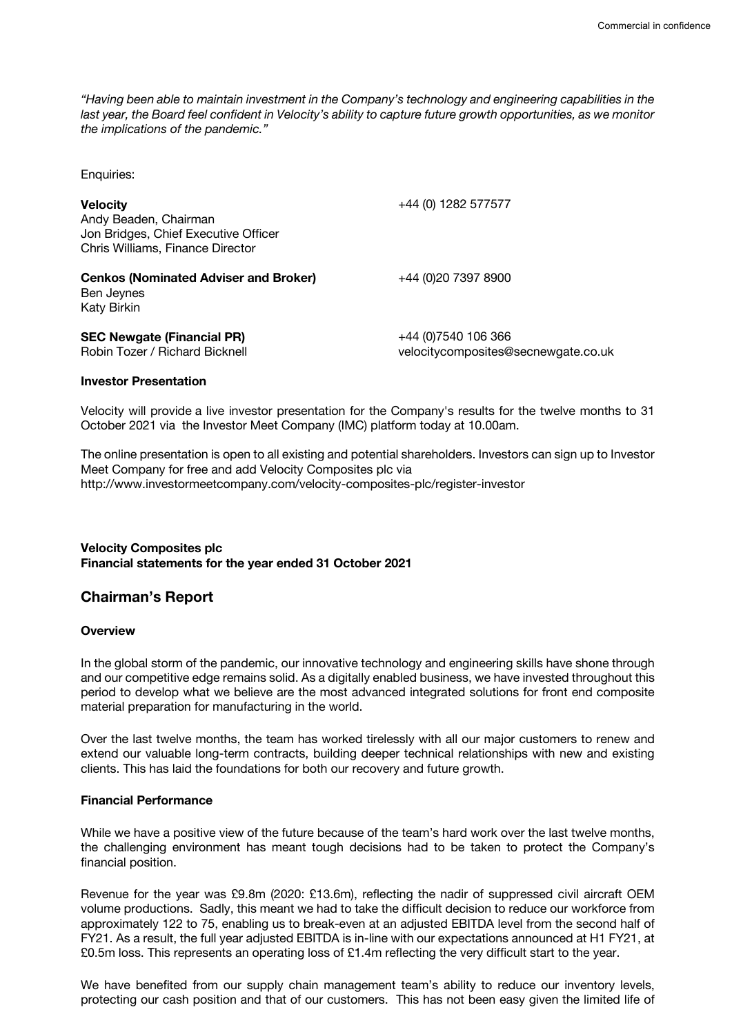*"Having been able to maintain investment in the Company's technology and engineering capabilities in the last year, the Board feel confident in Velocity's ability to capture future growth opportunities, as we monitor the implications of the pandemic."*

Enquiries:

| | |
|---|---|
| **Velocity**<br>Andy Beaden, Chairman<br>Jon Bridges, Chief Executive Officer<br>Chris Williams, Finance Director | +44 (0) 1282 577577 |
| **Cenkos (Nominated Adviser and Broker)**<br>Ben Jeynes<br>Katy Birkin | +44 (0)20 7397 8900 |
| **SEC Newgate (Financial PR)**<br>Robin Tozer / Richard Bicknell | +44 (0)7540 106 366<br>velocitycomposites@secnewgate.co.uk |

**Investor Presentation**

Velocity will provide a live investor presentation for the Company's results for the twelve months to 31 October 2021 via the Investor Meet Company (IMC) platform today at 10.00am.

The online presentation is open to all existing and potential shareholders. Investors can sign up to Investor Meet Company for free and add Velocity Composites plc via
http://www.investormeetcompany.com/velocity-composites-plc/register-investor

**Velocity Composites plc**
**Financial statements for the year ended 31 October 2021**

## Chairman's Report

### Overview

In the global storm of the pandemic, our innovative technology and engineering skills have shone through and our competitive edge remains solid. As a digitally enabled business, we have invested throughout this period to develop what we believe are the most advanced integrated solutions for front end composite material preparation for manufacturing in the world.

Over the last twelve months, the team has worked tirelessly with all our major customers to renew and extend our valuable long-term contracts, building deeper technical relationships with new and existing clients. This has laid the foundations for both our recovery and future growth.

### Financial Performance

While we have a positive view of the future because of the team's hard work over the last twelve months, the challenging environment has meant tough decisions had to be taken to protect the Company's financial position.

Revenue for the year was £9.8m (2020: £13.6m), reflecting the nadir of suppressed civil aircraft OEM volume productions. Sadly, this meant we had to take the difficult decision to reduce our workforce from approximately 122 to 75, enabling us to break-even at an adjusted EBITDA level from the second half of FY21. As a result, the full year adjusted EBITDA is in-line with our expectations announced at H1 FY21, at £0.5m loss. This represents an operating loss of £1.4m reflecting the very difficult start to the year.

We have benefited from our supply chain management team's ability to reduce our inventory levels, protecting our cash position and that of our customers. This has not been easy given the limited life of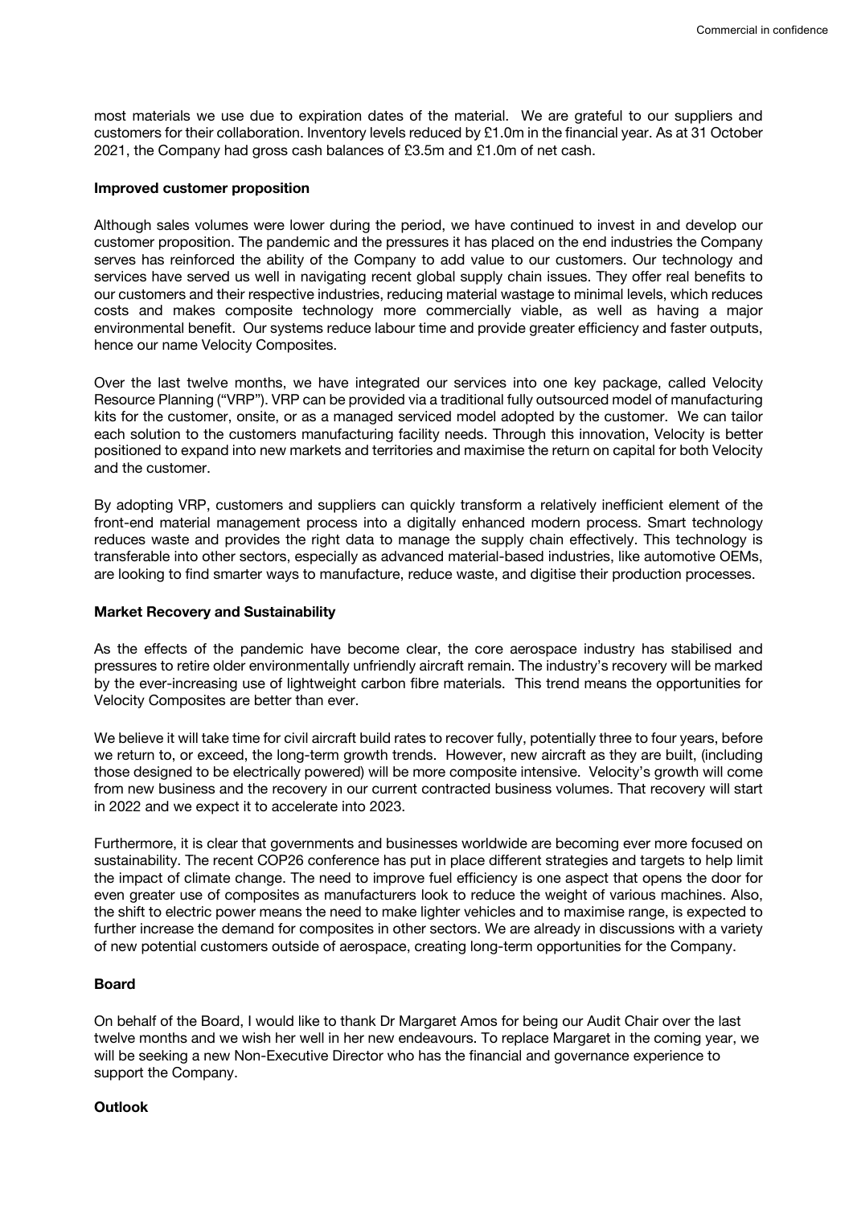most materials we use due to expiration dates of the material. We are grateful to our suppliers and customers for their collaboration. Inventory levels reduced by £1.0m in the financial year. As at 31 October 2021, the Company had gross cash balances of £3.5m and £1.0m of net cash.

**Improved customer proposition**

Although sales volumes were lower during the period, we have continued to invest in and develop our customer proposition. The pandemic and the pressures it has placed on the end industries the Company serves has reinforced the ability of the Company to add value to our customers. Our technology and services have served us well in navigating recent global supply chain issues. They offer real benefits to our customers and their respective industries, reducing material wastage to minimal levels, which reduces costs and makes composite technology more commercially viable, as well as having a major environmental benefit. Our systems reduce labour time and provide greater efficiency and faster outputs, hence our name Velocity Composites.

Over the last twelve months, we have integrated our services into one key package, called Velocity Resource Planning ("VRP"). VRP can be provided via a traditional fully outsourced model of manufacturing kits for the customer, onsite, or as a managed serviced model adopted by the customer. We can tailor each solution to the customers manufacturing facility needs. Through this innovation, Velocity is better positioned to expand into new markets and territories and maximise the return on capital for both Velocity and the customer.

By adopting VRP, customers and suppliers can quickly transform a relatively inefficient element of the front-end material management process into a digitally enhanced modern process. Smart technology reduces waste and provides the right data to manage the supply chain effectively. This technology is transferable into other sectors, especially as advanced material-based industries, like automotive OEMs, are looking to find smarter ways to manufacture, reduce waste, and digitise their production processes.

**Market Recovery and Sustainability**

As the effects of the pandemic have become clear, the core aerospace industry has stabilised and pressures to retire older environmentally unfriendly aircraft remain. The industry's recovery will be marked by the ever-increasing use of lightweight carbon fibre materials. This trend means the opportunities for Velocity Composites are better than ever.

We believe it will take time for civil aircraft build rates to recover fully, potentially three to four years, before we return to, or exceed, the long-term growth trends. However, new aircraft as they are built, (including those designed to be electrically powered) will be more composite intensive. Velocity's growth will come from new business and the recovery in our current contracted business volumes. That recovery will start in 2022 and we expect it to accelerate into 2023.

Furthermore, it is clear that governments and businesses worldwide are becoming ever more focused on sustainability. The recent COP26 conference has put in place different strategies and targets to help limit the impact of climate change. The need to improve fuel efficiency is one aspect that opens the door for even greater use of composites as manufacturers look to reduce the weight of various machines. Also, the shift to electric power means the need to make lighter vehicles and to maximise range, is expected to further increase the demand for composites in other sectors. We are already in discussions with a variety of new potential customers outside of aerospace, creating long-term opportunities for the Company.

**Board**

On behalf of the Board, I would like to thank Dr Margaret Amos for being our Audit Chair over the last twelve months and we wish her well in her new endeavours. To replace Margaret in the coming year, we will be seeking a new Non-Executive Director who has the financial and governance experience to support the Company.

**Outlook**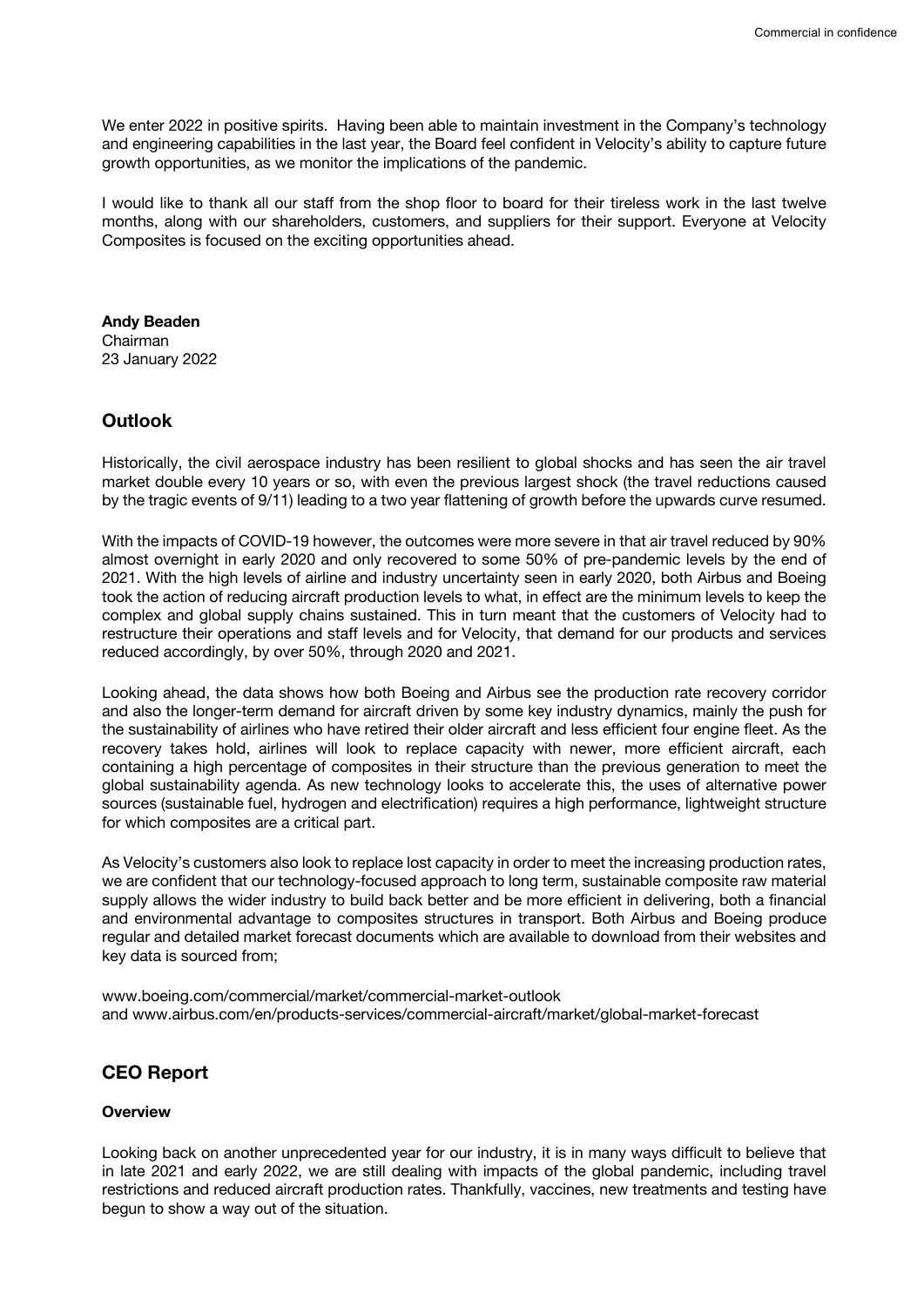We enter 2022 in positive spirits. Having been able to maintain investment in the Company's technology and engineering capabilities in the last year, the Board feel confident in Velocity's ability to capture future growth opportunities, as we monitor the implications of the pandemic.

I would like to thank all our staff from the shop floor to board for their tireless work in the last twelve months, along with our shareholders, customers, and suppliers for their support. Everyone at Velocity Composites is focused on the exciting opportunities ahead.

**Andy Beaden**
Chairman
23 January 2022

## Outlook

Historically, the civil aerospace industry has been resilient to global shocks and has seen the air travel market double every 10 years or so, with even the previous largest shock (the travel reductions caused by the tragic events of 9/11) leading to a two year flattening of growth before the upwards curve resumed.

With the impacts of COVID-19 however, the outcomes were more severe in that air travel reduced by 90% almost overnight in early 2020 and only recovered to some 50% of pre-pandemic levels by the end of 2021. With the high levels of airline and industry uncertainty seen in early 2020, both Airbus and Boeing took the action of reducing aircraft production levels to what, in effect are the minimum levels to keep the complex and global supply chains sustained. This in turn meant that the customers of Velocity had to restructure their operations and staff levels and for Velocity, that demand for our products and services reduced accordingly, by over 50%, through 2020 and 2021.

Looking ahead, the data shows how both Boeing and Airbus see the production rate recovery corridor and also the longer-term demand for aircraft driven by some key industry dynamics, mainly the push for the sustainability of airlines who have retired their older aircraft and less efficient four engine fleet. As the recovery takes hold, airlines will look to replace capacity with newer, more efficient aircraft, each containing a high percentage of composites in their structure than the previous generation to meet the global sustainability agenda. As new technology looks to accelerate this, the uses of alternative power sources (sustainable fuel, hydrogen and electrification) requires a high performance, lightweight structure for which composites are a critical part.

As Velocity's customers also look to replace lost capacity in order to meet the increasing production rates, we are confident that our technology-focused approach to long term, sustainable composite raw material supply allows the wider industry to build back better and be more efficient in delivering, both a financial and environmental advantage to composites structures in transport. Both Airbus and Boeing produce regular and detailed market forecast documents which are available to download from their websites and key data is sourced from;

www.boeing.com/commercial/market/commercial-market-outlook
and www.airbus.com/en/products-services/commercial-aircraft/market/global-market-forecast

## CEO Report

### Overview

Looking back on another unprecedented year for our industry, it is in many ways difficult to believe that in late 2021 and early 2022, we are still dealing with impacts of the global pandemic, including travel restrictions and reduced aircraft production rates. Thankfully, vaccines, new treatments and testing have begun to show a way out of the situation.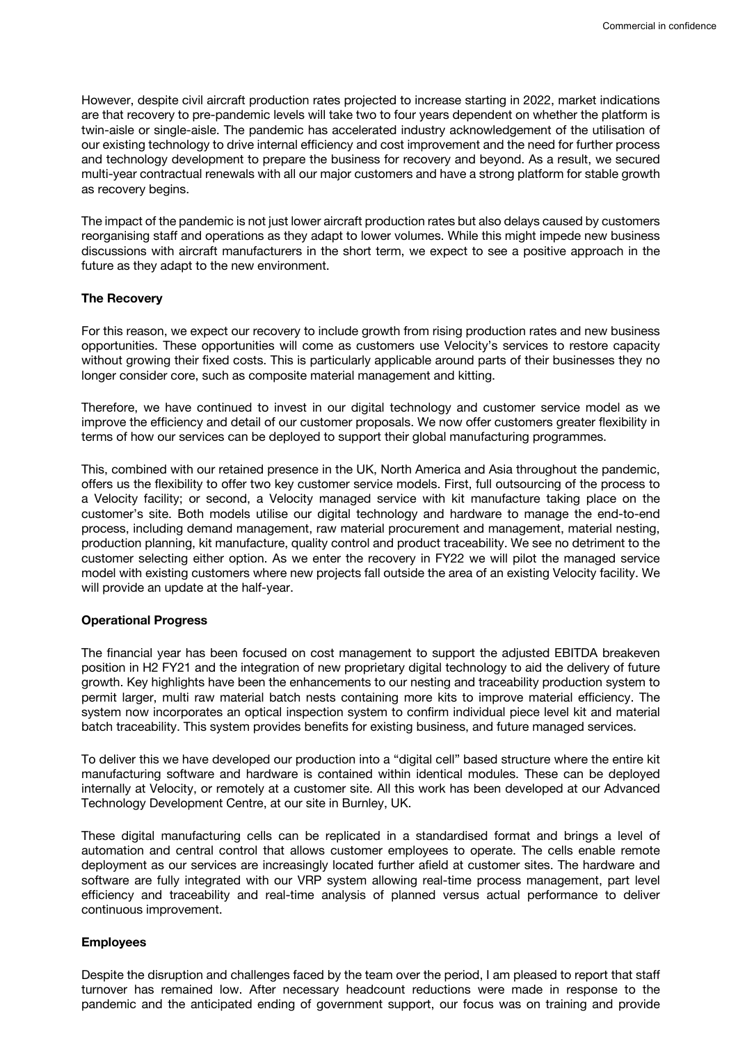However, despite civil aircraft production rates projected to increase starting in 2022, market indications are that recovery to pre-pandemic levels will take two to four years dependent on whether the platform is twin-aisle or single-aisle. The pandemic has accelerated industry acknowledgement of the utilisation of our existing technology to drive internal efficiency and cost improvement and the need for further process and technology development to prepare the business for recovery and beyond. As a result, we secured multi-year contractual renewals with all our major customers and have a strong platform for stable growth as recovery begins.

The impact of the pandemic is not just lower aircraft production rates but also delays caused by customers reorganising staff and operations as they adapt to lower volumes. While this might impede new business discussions with aircraft manufacturers in the short term, we expect to see a positive approach in the future as they adapt to the new environment.

**The Recovery**

For this reason, we expect our recovery to include growth from rising production rates and new business opportunities. These opportunities will come as customers use Velocity's services to restore capacity without growing their fixed costs. This is particularly applicable around parts of their businesses they no longer consider core, such as composite material management and kitting.

Therefore, we have continued to invest in our digital technology and customer service model as we improve the efficiency and detail of our customer proposals. We now offer customers greater flexibility in terms of how our services can be deployed to support their global manufacturing programmes.

This, combined with our retained presence in the UK, North America and Asia throughout the pandemic, offers us the flexibility to offer two key customer service models. First, full outsourcing of the process to a Velocity facility; or second, a Velocity managed service with kit manufacture taking place on the customer's site. Both models utilise our digital technology and hardware to manage the end-to-end process, including demand management, raw material procurement and management, material nesting, production planning, kit manufacture, quality control and product traceability. We see no detriment to the customer selecting either option. As we enter the recovery in FY22 we will pilot the managed service model with existing customers where new projects fall outside the area of an existing Velocity facility. We will provide an update at the half-year.

**Operational Progress**

The financial year has been focused on cost management to support the adjusted EBITDA breakeven position in H2 FY21 and the integration of new proprietary digital technology to aid the delivery of future growth. Key highlights have been the enhancements to our nesting and traceability production system to permit larger, multi raw material batch nests containing more kits to improve material efficiency. The system now incorporates an optical inspection system to confirm individual piece level kit and material batch traceability. This system provides benefits for existing business, and future managed services.

To deliver this we have developed our production into a "digital cell" based structure where the entire kit manufacturing software and hardware is contained within identical modules. These can be deployed internally at Velocity, or remotely at a customer site. All this work has been developed at our Advanced Technology Development Centre, at our site in Burnley, UK.

These digital manufacturing cells can be replicated in a standardised format and brings a level of automation and central control that allows customer employees to operate. The cells enable remote deployment as our services are increasingly located further afield at customer sites. The hardware and software are fully integrated with our VRP system allowing real-time process management, part level efficiency and traceability and real-time analysis of planned versus actual performance to deliver continuous improvement.

**Employees**

Despite the disruption and challenges faced by the team over the period, I am pleased to report that staff turnover has remained low. After necessary headcount reductions were made in response to the pandemic and the anticipated ending of government support, our focus was on training and provide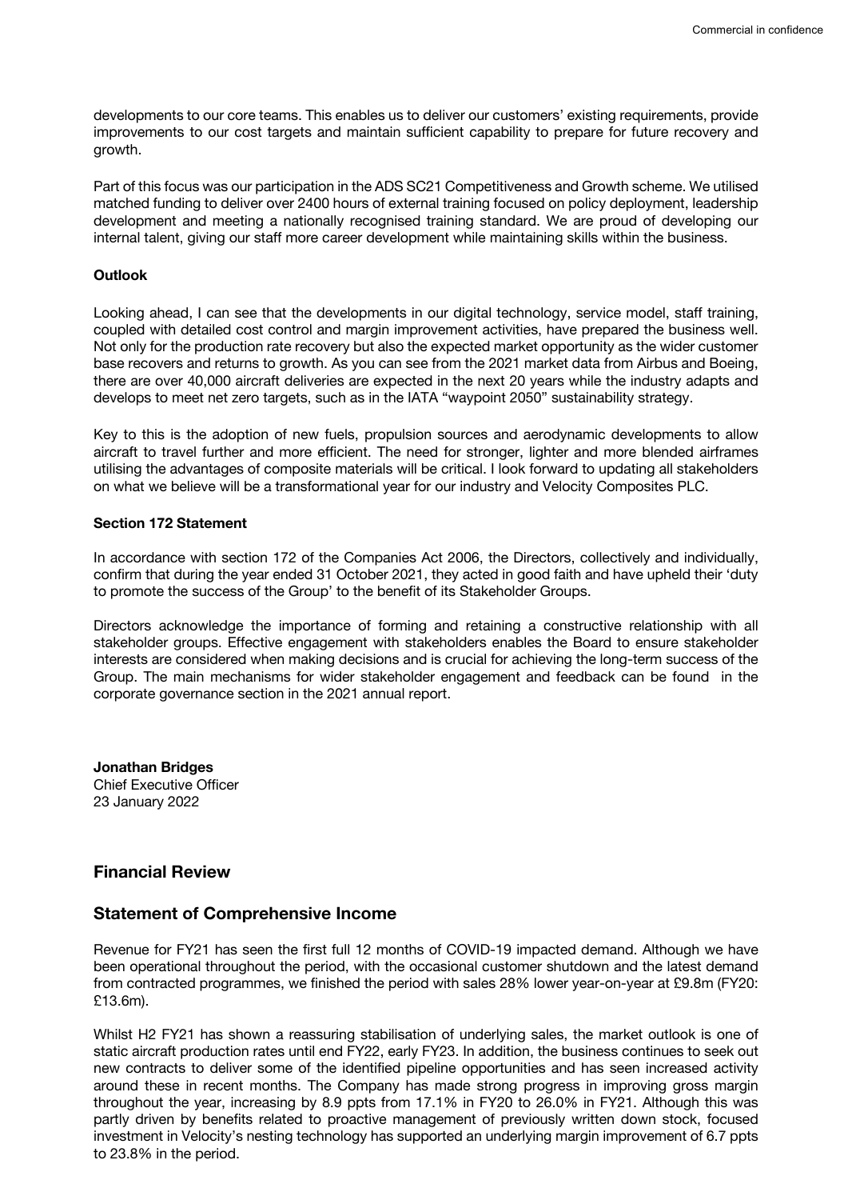developments to our core teams. This enables us to deliver our customers' existing requirements, provide improvements to our cost targets and maintain sufficient capability to prepare for future recovery and growth.

Part of this focus was our participation in the ADS SC21 Competitiveness and Growth scheme. We utilised matched funding to deliver over 2400 hours of external training focused on policy deployment, leadership development and meeting a nationally recognised training standard. We are proud of developing our internal talent, giving our staff more career development while maintaining skills within the business.

**Outlook**

Looking ahead, I can see that the developments in our digital technology, service model, staff training, coupled with detailed cost control and margin improvement activities, have prepared the business well. Not only for the production rate recovery but also the expected market opportunity as the wider customer base recovers and returns to growth. As you can see from the 2021 market data from Airbus and Boeing, there are over 40,000 aircraft deliveries are expected in the next 20 years while the industry adapts and develops to meet net zero targets, such as in the IATA "waypoint 2050" sustainability strategy.

Key to this is the adoption of new fuels, propulsion sources and aerodynamic developments to allow aircraft to travel further and more efficient. The need for stronger, lighter and more blended airframes utilising the advantages of composite materials will be critical. I look forward to updating all stakeholders on what we believe will be a transformational year for our industry and Velocity Composites PLC.

**Section 172 Statement**

In accordance with section 172 of the Companies Act 2006, the Directors, collectively and individually, confirm that during the year ended 31 October 2021, they acted in good faith and have upheld their 'duty to promote the success of the Group' to the benefit of its Stakeholder Groups.

Directors acknowledge the importance of forming and retaining a constructive relationship with all stakeholder groups. Effective engagement with stakeholders enables the Board to ensure stakeholder interests are considered when making decisions and is crucial for achieving the long-term success of the Group. The main mechanisms for wider stakeholder engagement and feedback can be found in the corporate governance section in the 2021 annual report.

**Jonathan Bridges**
Chief Executive Officer
23 January 2022

## Financial Review

## Statement of Comprehensive Income

Revenue for FY21 has seen the first full 12 months of COVID-19 impacted demand. Although we have been operational throughout the period, with the occasional customer shutdown and the latest demand from contracted programmes, we finished the period with sales 28% lower year-on-year at £9.8m (FY20: £13.6m).

Whilst H2 FY21 has shown a reassuring stabilisation of underlying sales, the market outlook is one of static aircraft production rates until end FY22, early FY23. In addition, the business continues to seek out new contracts to deliver some of the identified pipeline opportunities and has seen increased activity around these in recent months. The Company has made strong progress in improving gross margin throughout the year, increasing by 8.9 ppts from 17.1% in FY20 to 26.0% in FY21. Although this was partly driven by benefits related to proactive management of previously written down stock, focused investment in Velocity's nesting technology has supported an underlying margin improvement of 6.7 ppts to 23.8% in the period.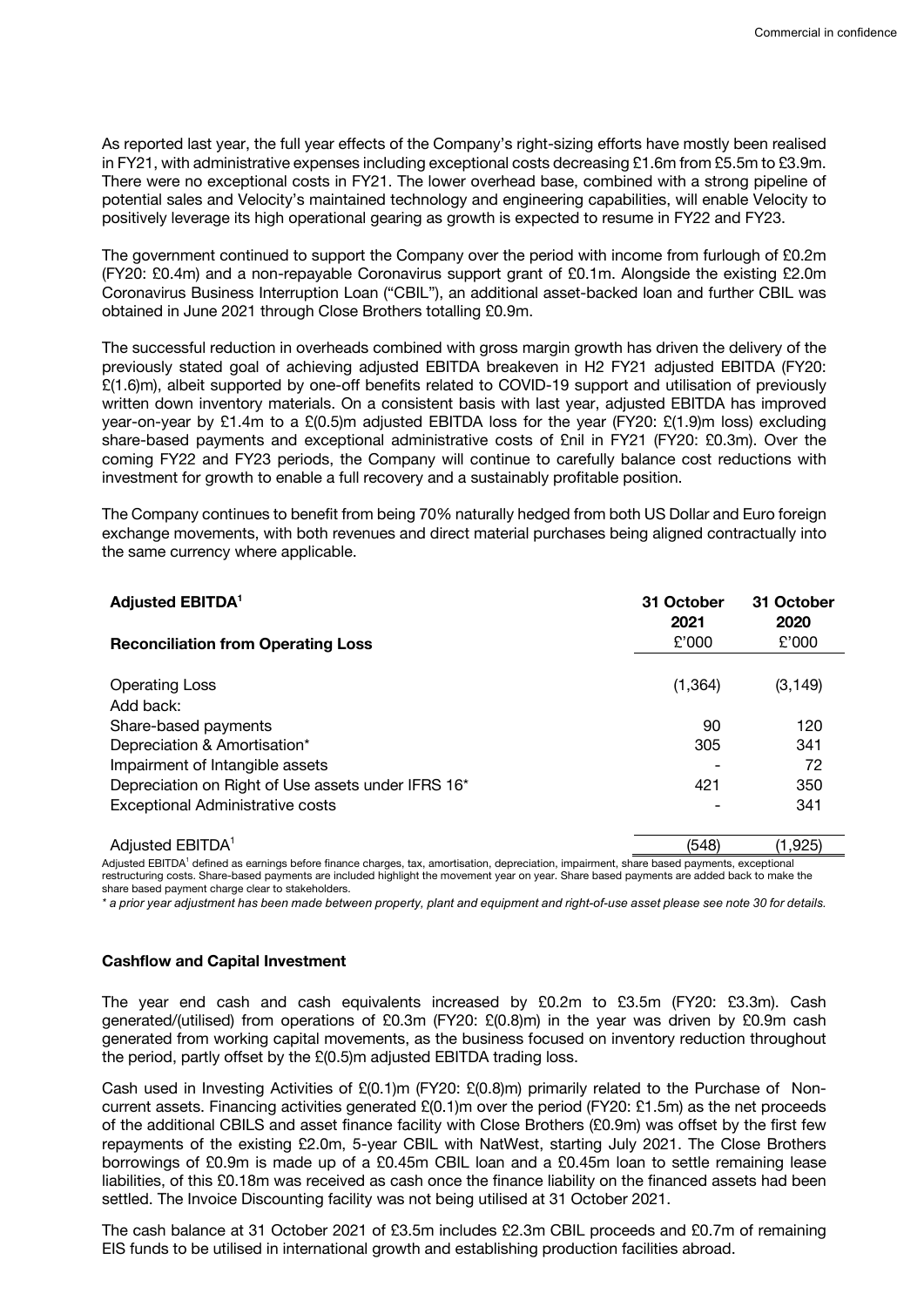As reported last year, the full year effects of the Company's right-sizing efforts have mostly been realised in FY21, with administrative expenses including exceptional costs decreasing £1.6m from £5.5m to £3.9m. There were no exceptional costs in FY21. The lower overhead base, combined with a strong pipeline of potential sales and Velocity's maintained technology and engineering capabilities, will enable Velocity to positively leverage its high operational gearing as growth is expected to resume in FY22 and FY23.

The government continued to support the Company over the period with income from furlough of £0.2m (FY20: £0.4m) and a non-repayable Coronavirus support grant of £0.1m. Alongside the existing £2.0m Coronavirus Business Interruption Loan ("CBIL"), an additional asset-backed loan and further CBIL was obtained in June 2021 through Close Brothers totalling £0.9m.

The successful reduction in overheads combined with gross margin growth has driven the delivery of the previously stated goal of achieving adjusted EBITDA breakeven in H2 FY21 adjusted EBITDA (FY20: £(1.6)m), albeit supported by one-off benefits related to COVID-19 support and utilisation of previously written down inventory materials. On a consistent basis with last year, adjusted EBITDA has improved year-on-year by £1.4m to a £(0.5)m adjusted EBITDA loss for the year (FY20: £(1.9)m loss) excluding share-based payments and exceptional administrative costs of £nil in FY21 (FY20: £0.3m). Over the coming FY22 and FY23 periods, the Company will continue to carefully balance cost reductions with investment for growth to enable a full recovery and a sustainably profitable position.

The Company continues to benefit from being 70% naturally hedged from both US Dollar and Euro foreign exchange movements, with both revenues and direct material purchases being aligned contractually into the same currency where applicable.

| **Adjusted EBITDA[1]** | **31 October 2021** | **31 October 2020** |
|---|---|---|
| **Reconciliation from Operating Loss** | £'000 | £'000 |
| Operating Loss | (1,364) | (3,149) |
| Add back: | | |
| Share-based payments | 90 | 120 |
| Depreciation & Amortisation* | 305 | 341 |
| Impairment of Intangible assets | - | 72 |
| Depreciation on Right of Use assets under IFRS 16* | 421 | 350 |
| Exceptional Administrative costs | - | 341 |
| Adjusted EBITDA[1] | (548) | (1,925) |

Adjusted EBITDA[1] defined as earnings before finance charges, tax, amortisation, depreciation, impairment, share based payments, exceptional restructuring costs. Share-based payments are included highlight the movement year on year. Share based payments are added back to make the share based payment charge clear to stakeholders.

*\* a prior year adjustment has been made between property, plant and equipment and right-of-use asset please see note 30 for details.*

### Cashflow and Capital Investment

The year end cash and cash equivalents increased by £0.2m to £3.5m (FY20: £3.3m). Cash generated/(utilised) from operations of £0.3m (FY20: £(0.8)m) in the year was driven by £0.9m cash generated from working capital movements, as the business focused on inventory reduction throughout the period, partly offset by the £(0.5)m adjusted EBITDA trading loss.

Cash used in Investing Activities of £(0.1)m (FY20: £(0.8)m) primarily related to the Purchase of Non-current assets. Financing activities generated £(0.1)m over the period (FY20: £1.5m) as the net proceeds of the additional CBILS and asset finance facility with Close Brothers (£0.9m) was offset by the first few repayments of the existing £2.0m, 5-year CBIL with NatWest, starting July 2021. The Close Brothers borrowings of £0.9m is made up of a £0.45m CBIL loan and a £0.45m loan to settle remaining lease liabilities, of this £0.18m was received as cash once the finance liability on the financed assets had been settled. The Invoice Discounting facility was not being utilised at 31 October 2021.

The cash balance at 31 October 2021 of £3.5m includes £2.3m CBIL proceeds and £0.7m of remaining EIS funds to be utilised in international growth and establishing production facilities abroad.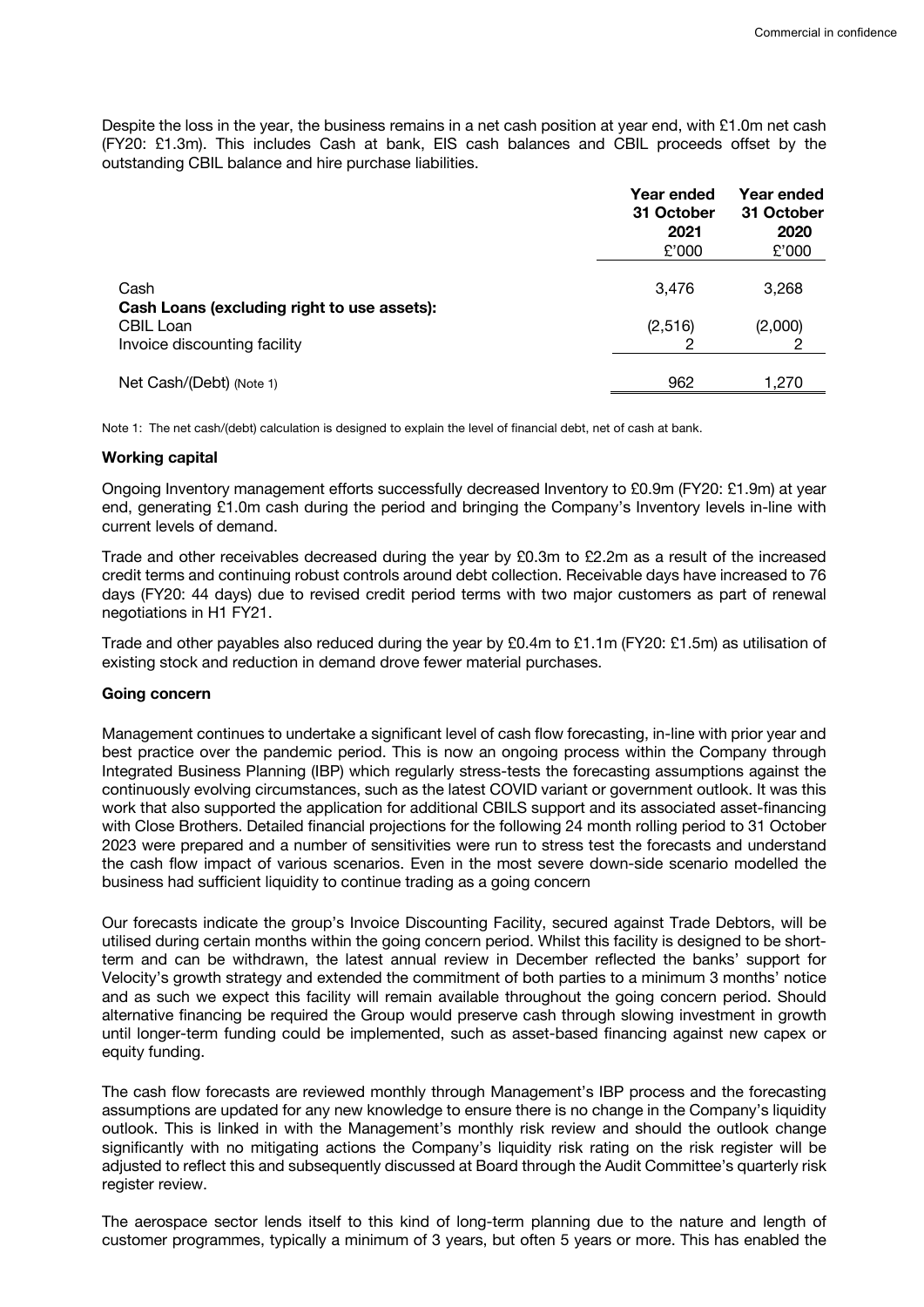Despite the loss in the year, the business remains in a net cash position at year end, with £1.0m net cash (FY20: £1.3m). This includes Cash at bank, EIS cash balances and CBIL proceeds offset by the outstanding CBIL balance and hire purchase liabilities.

| | Year ended 31 October 2021 £'000 | Year ended 31 October 2020 £'000 |
|---|---|---|
| Cash | 3,476 | 3,268 |
| **Cash Loans (excluding right to use assets):** | | |
| CBIL Loan | (2,516) | (2,000) |
| Invoice discounting facility | 2 | 2 |
| Net Cash/(Debt) (Note 1) | 962 | 1,270 |

Note 1: The net cash/(debt) calculation is designed to explain the level of financial debt, net of cash at bank.

**Working capital**

Ongoing Inventory management efforts successfully decreased Inventory to £0.9m (FY20: £1.9m) at year end, generating £1.0m cash during the period and bringing the Company's Inventory levels in-line with current levels of demand.

Trade and other receivables decreased during the year by £0.3m to £2.2m as a result of the increased credit terms and continuing robust controls around debt collection. Receivable days have increased to 76 days (FY20: 44 days) due to revised credit period terms with two major customers as part of renewal negotiations in H1 FY21.

Trade and other payables also reduced during the year by £0.4m to £1.1m (FY20: £1.5m) as utilisation of existing stock and reduction in demand drove fewer material purchases.

**Going concern**

Management continues to undertake a significant level of cash flow forecasting, in-line with prior year and best practice over the pandemic period. This is now an ongoing process within the Company through Integrated Business Planning (IBP) which regularly stress-tests the forecasting assumptions against the continuously evolving circumstances, such as the latest COVID variant or government outlook. It was this work that also supported the application for additional CBILS support and its associated asset-financing with Close Brothers. Detailed financial projections for the following 24 month rolling period to 31 October 2023 were prepared and a number of sensitivities were run to stress test the forecasts and understand the cash flow impact of various scenarios. Even in the most severe down-side scenario modelled the business had sufficient liquidity to continue trading as a going concern

Our forecasts indicate the group's Invoice Discounting Facility, secured against Trade Debtors, will be utilised during certain months within the going concern period. Whilst this facility is designed to be short-term and can be withdrawn, the latest annual review in December reflected the banks' support for Velocity's growth strategy and extended the commitment of both parties to a minimum 3 months' notice and as such we expect this facility will remain available throughout the going concern period. Should alternative financing be required the Group would preserve cash through slowing investment in growth until longer-term funding could be implemented, such as asset-based financing against new capex or equity funding.

The cash flow forecasts are reviewed monthly through Management's IBP process and the forecasting assumptions are updated for any new knowledge to ensure there is no change in the Company's liquidity outlook. This is linked in with the Management's monthly risk review and should the outlook change significantly with no mitigating actions the Company's liquidity risk rating on the risk register will be adjusted to reflect this and subsequently discussed at Board through the Audit Committee's quarterly risk register review.

The aerospace sector lends itself to this kind of long-term planning due to the nature and length of customer programmes, typically a minimum of 3 years, but often 5 years or more. This has enabled the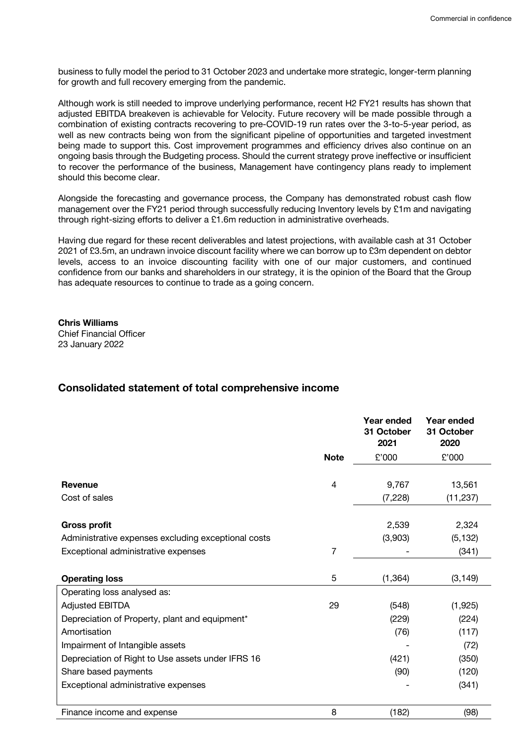business to fully model the period to 31 October 2023 and undertake more strategic, longer-term planning for growth and full recovery emerging from the pandemic.

Although work is still needed to improve underlying performance, recent H2 FY21 results has shown that adjusted EBITDA breakeven is achievable for Velocity. Future recovery will be made possible through a combination of existing contracts recovering to pre-COVID-19 run rates over the 3-to-5-year period, as well as new contracts being won from the significant pipeline of opportunities and targeted investment being made to support this. Cost improvement programmes and efficiency drives also continue on an ongoing basis through the Budgeting process. Should the current strategy prove ineffective or insufficient to recover the performance of the business, Management have contingency plans ready to implement should this become clear.

Alongside the forecasting and governance process, the Company has demonstrated robust cash flow management over the FY21 period through successfully reducing Inventory levels by £1m and navigating through right-sizing efforts to deliver a £1.6m reduction in administrative overheads.

Having due regard for these recent deliverables and latest projections, with available cash at 31 October 2021 of £3.5m, an undrawn invoice discount facility where we can borrow up to £3m dependent on debtor levels, access to an invoice discounting facility with one of our major customers, and continued confidence from our banks and shareholders in our strategy, it is the opinion of the Board that the Group has adequate resources to continue to trade as a going concern.

**Chris Williams**
Chief Financial Officer
23 January 2022

## Consolidated statement of total comprehensive income

| | Note | Year ended 31 October 2021 | Year ended 31 October 2020 |
|---|---|---|---|
| | | £'000 | £'000 |
| **Revenue** | 4 | 9,767 | 13,561 |
| Cost of sales | | (7,228) | (11,237) |
| **Gross profit** | | 2,539 | 2,324 |
| Administrative expenses excluding exceptional costs | | (3,903) | (5,132) |
| Exceptional administrative expenses | 7 | - | (341) |
| **Operating loss** | 5 | (1,364) | (3,149) |
| Operating loss analysed as: | | | |
| Adjusted EBITDA | 29 | (548) | (1,925) |
| Depreciation of Property, plant and equipment* | | (229) | (224) |
| Amortisation | | (76) | (117) |
| Impairment of Intangible assets | | - | (72) |
| Depreciation of Right to Use assets under IFRS 16 | | (421) | (350) |
| Share based payments | | (90) | (120) |
| Exceptional administrative expenses | | - | (341) |
| Finance income and expense | 8 | (182) | (98) |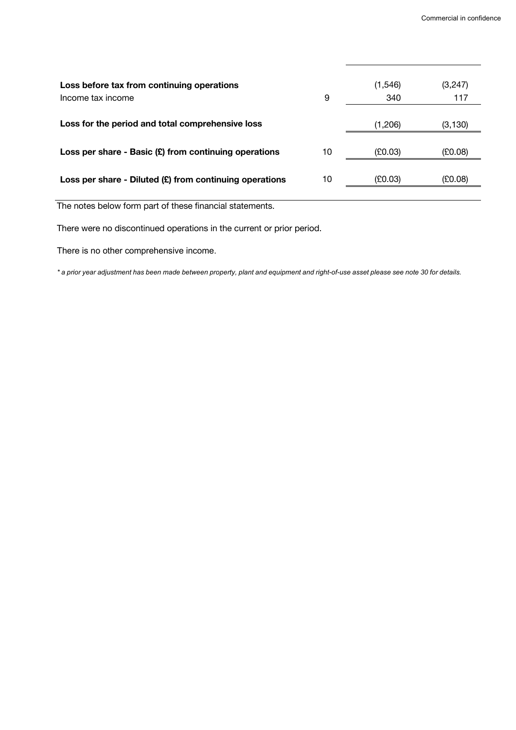| | Note | | |
|---|---|---|---|
| **Loss before tax from continuing operations** | | (1,546) | (3,247) |
| Income tax income | 9 | 340 | 117 |
| **Loss for the period and total comprehensive loss** | | (1,206) | (3,130) |
| **Loss per share - Basic (£) from continuing operations** | 10 | (£0.03) | (£0.08) |
| **Loss per share - Diluted (£) from continuing operations** | 10 | (£0.03) | (£0.08) |

The notes below form part of these financial statements.

There were no discontinued operations in the current or prior period.

There is no other comprehensive income.

*\* a prior year adjustment has been made between property, plant and equipment and right-of-use asset please see note 30 for details.*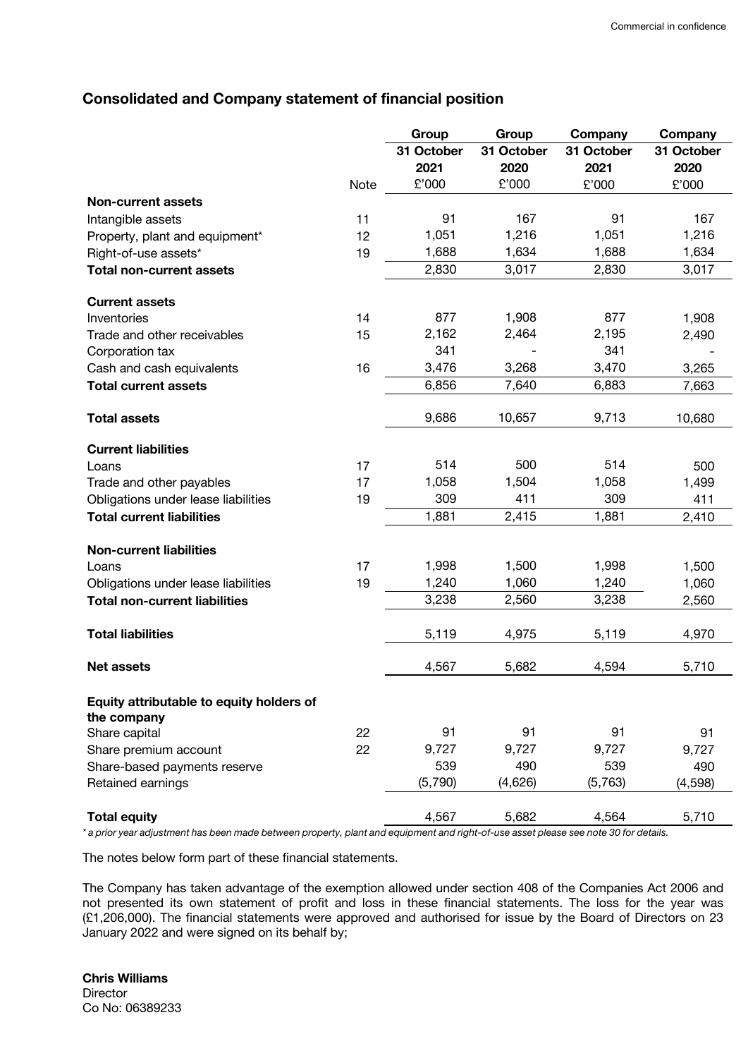## Consolidated and Company statement of financial position

| | Note | Group 31 October 2021 £'000 | Group 31 October 2020 £'000 | Company 31 October 2021 £'000 | Company 31 October 2020 £'000 |
|---|---|---|---|---|---|
| **Non-current assets** | | | | | |
| Intangible assets | 11 | 91 | 167 | 91 | 167 |
| Property, plant and equipment* | 12 | 1,051 | 1,216 | 1,051 | 1,216 |
| Right-of-use assets* | 19 | 1,688 | 1,634 | 1,688 | 1,634 |
| **Total non-current assets** | | 2,830 | 3,017 | 2,830 | 3,017 |
| | | | | | |
| **Current assets** | | | | | |
| Inventories | 14 | 877 | 1,908 | 877 | 1,908 |
| Trade and other receivables | 15 | 2,162 | 2,464 | 2,195 | 2,490 |
| Corporation tax | | 341 | - | 341 | - |
| Cash and cash equivalents | 16 | 3,476 | 3,268 | 3,470 | 3,265 |
| **Total current assets** | | 6,856 | 7,640 | 6,883 | 7,663 |
| | | | | | |
| **Total assets** | | 9,686 | 10,657 | 9,713 | 10,680 |
| | | | | | |
| **Current liabilities** | | | | | |
| Loans | 17 | 514 | 500 | 514 | 500 |
| Trade and other payables | 17 | 1,058 | 1,504 | 1,058 | 1,499 |
| Obligations under lease liabilities | 19 | 309 | 411 | 309 | 411 |
| **Total current liabilities** | | 1,881 | 2,415 | 1,881 | 2,410 |
| | | | | | |
| **Non-current liabilities** | | | | | |
| Loans | 17 | 1,998 | 1,500 | 1,998 | 1,500 |
| Obligations under lease liabilities | 19 | 1,240 | 1,060 | 1,240 | 1,060 |
| **Total non-current liabilities** | | 3,238 | 2,560 | 3,238 | 2,560 |
| | | | | | |
| **Total liabilities** | | 5,119 | 4,975 | 5,119 | 4,970 |
| | | | | | |
| **Net assets** | | 4,567 | 5,682 | 4,594 | 5,710 |
| | | | | | |
| **Equity attributable to equity holders of the company** | | | | | |
| Share capital | 22 | 91 | 91 | 91 | 91 |
| Share premium account | 22 | 9,727 | 9,727 | 9,727 | 9,727 |
| Share-based payments reserve | | 539 | 490 | 539 | 490 |
| Retained earnings | | (5,790) | (4,626) | (5,763) | (4,598) |
| | | | | | |
| **Total equity** | | 4,567 | 5,682 | 4,564 | 5,710 |

*\* a prior year adjustment has been made between property, plant and equipment and right-of-use asset please see note 30 for details.*

The notes below form part of these financial statements.

The Company has taken advantage of the exemption allowed under section 408 of the Companies Act 2006 and not presented its own statement of profit and loss in these financial statements. The loss for the year was (£1,206,000). The financial statements were approved and authorised for issue by the Board of Directors on 23 January 2022 and were signed on its behalf by;

**Chris Williams**
Director
Co No: 06389233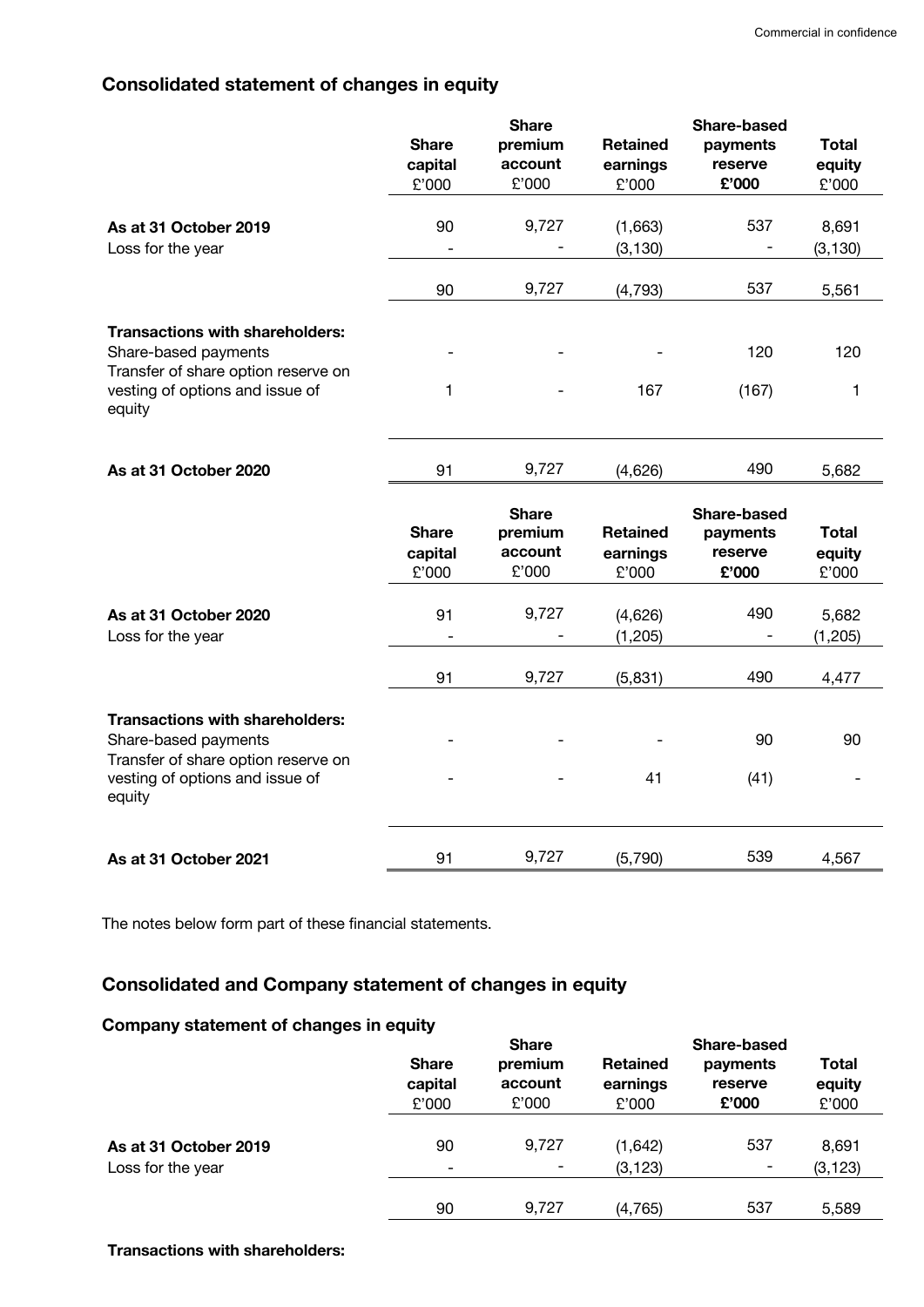## Consolidated statement of changes in equity

| | Share capital £'000 | Share premium account £'000 | Retained earnings £'000 | Share-based payments reserve £'000 | Total equity £'000 |
|---|---|---|---|---|---|
| **As at 31 October 2019** | 90 | 9,727 | (1,663) | 537 | 8,691 |
| Loss for the year | - | - | (3,130) | - | (3,130) |
| | 90 | 9,727 | (4,793) | 537 | 5,561 |
| **Transactions with shareholders:** | | | | | |
| Share-based payments | - | - | - | 120 | 120 |
| Transfer of share option reserve on vesting of options and issue of equity | 1 | - | 167 | (167) | 1 |
| **As at 31 October 2020** | 91 | 9,727 | (4,626) | 490 | 5,682 |

| | Share capital £'000 | Share premium account £'000 | Retained earnings £'000 | Share-based payments reserve £'000 | Total equity £'000 |
|---|---|---|---|---|---|
| **As at 31 October 2020** | 91 | 9,727 | (4,626) | 490 | 5,682 |
| Loss for the year | - | - | (1,205) | - | (1,205) |
| | 91 | 9,727 | (5,831) | 490 | 4,477 |
| **Transactions with shareholders:** | | | | | |
| Share-based payments | - | - | - | 90 | 90 |
| Transfer of share option reserve on vesting of options and issue of equity | - | - | 41 | (41) | - |
| **As at 31 October 2021** | 91 | 9,727 | (5,790) | 539 | 4,567 |

The notes below form part of these financial statements.

## Consolidated and Company statement of changes in equity

### Company statement of changes in equity

| | Share capital £'000 | Share premium account £'000 | Retained earnings £'000 | Share-based payments reserve £'000 | Total equity £'000 |
|---|---|---|---|---|---|
| **As at 31 October 2019** | 90 | 9,727 | (1,642) | 537 | 8,691 |
| Loss for the year | - | - | (3,123) | - | (3,123) |
| | 90 | 9,727 | (4,765) | 537 | 5,589 |

**Transactions with shareholders:**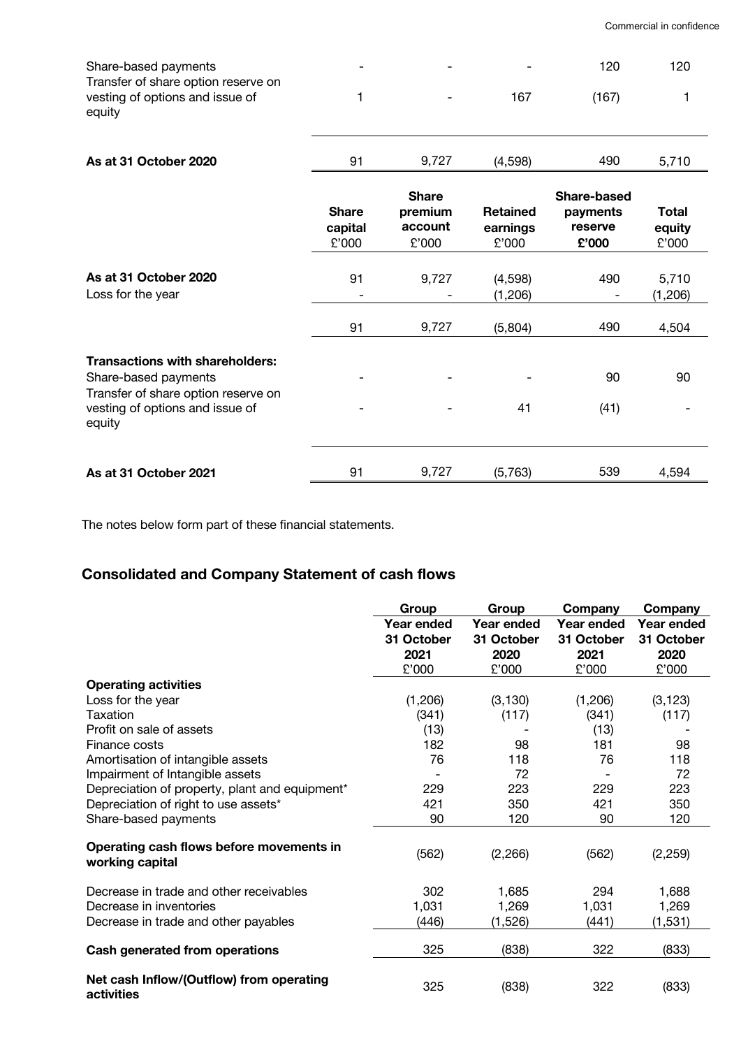| | | | | | |
|---|---|---|---|---|---|
| Share-based payments | - | - | - | 120 | 120 |
| Transfer of share option reserve on vesting of options and issue of equity | 1 | - | 167 | (167) | 1 |
| **As at 31 October 2020** | 91 | 9,727 | (4,598) | 490 | 5,710 |

| | **Share capital** £'000 | **Share premium account** £'000 | **Retained earnings** £'000 | **Share-based payments reserve** **£'000** | **Total equity** £'000 |
|---|---|---|---|---|---|
| **As at 31 October 2020** | 91 | 9,727 | (4,598) | 490 | 5,710 |
| Loss for the year | - | - | (1,206) | - | (1,206) |
| | 91 | 9,727 | (5,804) | 490 | 4,504 |
| **Transactions with shareholders:** | | | | | |
| Share-based payments | - | - | - | 90 | 90 |
| Transfer of share option reserve on vesting of options and issue of equity | - | - | 41 | (41) | - |
| **As at 31 October 2021** | 91 | 9,727 | (5,763) | 539 | 4,594 |

The notes below form part of these financial statements.

## Consolidated and Company Statement of cash flows

| | **Group** **Year ended 31 October 2021** £'000 | **Group** **Year ended 31 October 2020** £'000 | **Company** **Year ended 31 October 2021** £'000 | **Company** **Year ended 31 October 2020** £'000 |
|---|---|---|---|---|
| **Operating activities** | | | | |
| Loss for the year | (1,206) | (3,130) | (1,206) | (3,123) |
| Taxation | (341) | (117) | (341) | (117) |
| Profit on sale of assets | (13) | - | (13) | - |
| Finance costs | 182 | 98 | 181 | 98 |
| Amortisation of intangible assets | 76 | 118 | 76 | 118 |
| Impairment of Intangible assets | - | 72 | - | 72 |
| Depreciation of property, plant and equipment* | 229 | 223 | 229 | 223 |
| Depreciation of right to use assets* | 421 | 350 | 421 | 350 |
| Share-based payments | 90 | 120 | 90 | 120 |
| **Operating cash flows before movements in working capital** | (562) | (2,266) | (562) | (2,259) |
| Decrease in trade and other receivables | 302 | 1,685 | 294 | 1,688 |
| Decrease in inventories | 1,031 | 1,269 | 1,031 | 1,269 |
| Decrease in trade and other payables | (446) | (1,526) | (441) | (1,531) |
| **Cash generated from operations** | 325 | (838) | 322 | (833) |
| **Net cash Inflow/(Outflow) from operating activities** | 325 | (838) | 322 | (833) |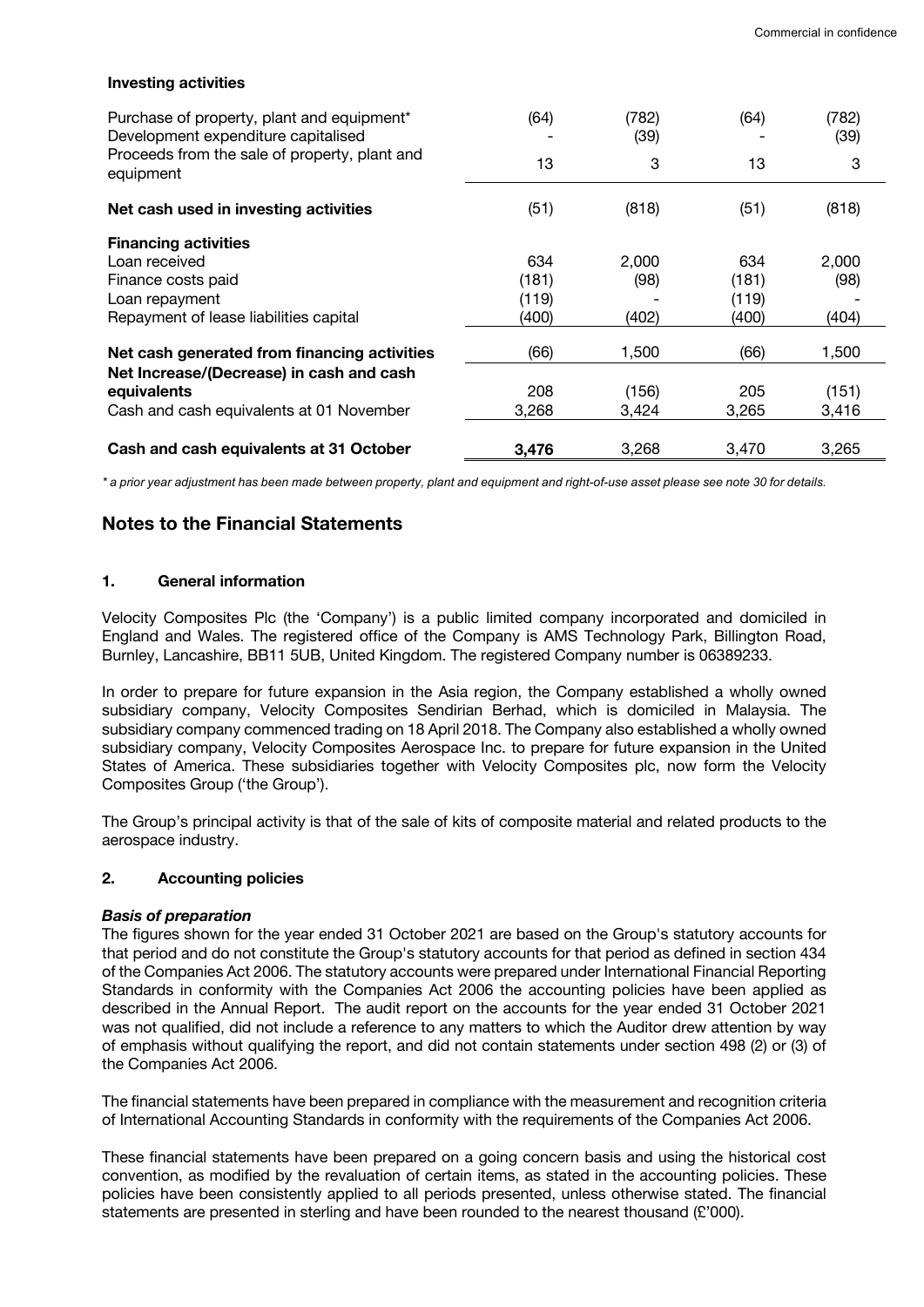**Investing activities**

| | | | | |
|---|---|---|---|---|
| Purchase of property, plant and equipment* | (64) | (782) | (64) | (782) |
| Development expenditure capitalised | - | (39) | - | (39) |
| Proceeds from the sale of property, plant and equipment | 13 | 3 | 13 | 3 |
| **Net cash used in investing activities** | (51) | (818) | (51) | (818) |
| **Financing activities** | | | | |
| Loan received | 634 | 2,000 | 634 | 2,000 |
| Finance costs paid | (181) | (98) | (181) | (98) |
| Loan repayment | (119) | - | (119) | - |
| Repayment of lease liabilities capital | (400) | (402) | (400) | (404) |
| **Net cash generated from financing activities** | (66) | 1,500 | (66) | 1,500 |
| **Net Increase/(Decrease) in cash and cash equivalents** | 208 | (156) | 205 | (151) |
| Cash and cash equivalents at 01 November | 3,268 | 3,424 | 3,265 | 3,416 |
| **Cash and cash equivalents at 31 October** | **3,476** | 3,268 | 3,470 | 3,265 |

*\* a prior year adjustment has been made between property, plant and equipment and right-of-use asset please see note 30 for details.*

## Notes to the Financial Statements

### 1. General information

Velocity Composites Plc (the 'Company') is a public limited company incorporated and domiciled in England and Wales. The registered office of the Company is AMS Technology Park, Billington Road, Burnley, Lancashire, BB11 5UB, United Kingdom. The registered Company number is 06389233.

In order to prepare for future expansion in the Asia region, the Company established a wholly owned subsidiary company, Velocity Composites Sendirian Berhad, which is domiciled in Malaysia. The subsidiary company commenced trading on 18 April 2018. The Company also established a wholly owned subsidiary company, Velocity Composites Aerospace Inc. to prepare for future expansion in the United States of America. These subsidiaries together with Velocity Composites plc, now form the Velocity Composites Group ('the Group').

The Group's principal activity is that of the sale of kits of composite material and related products to the aerospace industry.

### 2. Accounting policies

***Basis of preparation***

The figures shown for the year ended 31 October 2021 are based on the Group's statutory accounts for that period and do not constitute the Group's statutory accounts for that period as defined in section 434 of the Companies Act 2006. The statutory accounts were prepared under International Financial Reporting Standards in conformity with the Companies Act 2006 the accounting policies have been applied as described in the Annual Report. The audit report on the accounts for the year ended 31 October 2021 was not qualified, did not include a reference to any matters to which the Auditor drew attention by way of emphasis without qualifying the report, and did not contain statements under section 498 (2) or (3) of the Companies Act 2006.

The financial statements have been prepared in compliance with the measurement and recognition criteria of International Accounting Standards in conformity with the requirements of the Companies Act 2006.

These financial statements have been prepared on a going concern basis and using the historical cost convention, as modified by the revaluation of certain items, as stated in the accounting policies. These policies have been consistently applied to all periods presented, unless otherwise stated. The financial statements are presented in sterling and have been rounded to the nearest thousand (£'000).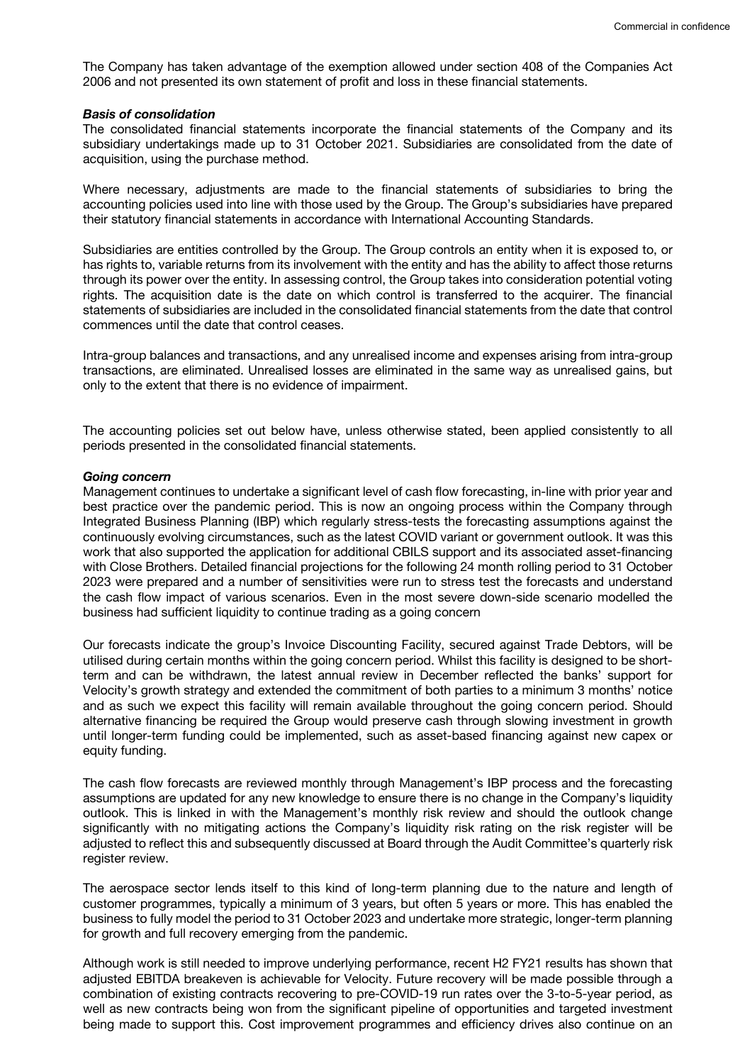The Company has taken advantage of the exemption allowed under section 408 of the Companies Act 2006 and not presented its own statement of profit and loss in these financial statements.

***Basis of consolidation***

The consolidated financial statements incorporate the financial statements of the Company and its subsidiary undertakings made up to 31 October 2021. Subsidiaries are consolidated from the date of acquisition, using the purchase method.

Where necessary, adjustments are made to the financial statements of subsidiaries to bring the accounting policies used into line with those used by the Group. The Group's subsidiaries have prepared their statutory financial statements in accordance with International Accounting Standards.

Subsidiaries are entities controlled by the Group. The Group controls an entity when it is exposed to, or has rights to, variable returns from its involvement with the entity and has the ability to affect those returns through its power over the entity. In assessing control, the Group takes into consideration potential voting rights. The acquisition date is the date on which control is transferred to the acquirer. The financial statements of subsidiaries are included in the consolidated financial statements from the date that control commences until the date that control ceases.

Intra-group balances and transactions, and any unrealised income and expenses arising from intra-group transactions, are eliminated. Unrealised losses are eliminated in the same way as unrealised gains, but only to the extent that there is no evidence of impairment.

The accounting policies set out below have, unless otherwise stated, been applied consistently to all periods presented in the consolidated financial statements.

***Going concern***

Management continues to undertake a significant level of cash flow forecasting, in-line with prior year and best practice over the pandemic period. This is now an ongoing process within the Company through Integrated Business Planning (IBP) which regularly stress-tests the forecasting assumptions against the continuously evolving circumstances, such as the latest COVID variant or government outlook. It was this work that also supported the application for additional CBILS support and its associated asset-financing with Close Brothers. Detailed financial projections for the following 24 month rolling period to 31 October 2023 were prepared and a number of sensitivities were run to stress test the forecasts and understand the cash flow impact of various scenarios. Even in the most severe down-side scenario modelled the business had sufficient liquidity to continue trading as a going concern

Our forecasts indicate the group's Invoice Discounting Facility, secured against Trade Debtors, will be utilised during certain months within the going concern period. Whilst this facility is designed to be short-term and can be withdrawn, the latest annual review in December reflected the banks' support for Velocity's growth strategy and extended the commitment of both parties to a minimum 3 months' notice and as such we expect this facility will remain available throughout the going concern period. Should alternative financing be required the Group would preserve cash through slowing investment in growth until longer-term funding could be implemented, such as asset-based financing against new capex or equity funding.

The cash flow forecasts are reviewed monthly through Management's IBP process and the forecasting assumptions are updated for any new knowledge to ensure there is no change in the Company's liquidity outlook. This is linked in with the Management's monthly risk review and should the outlook change significantly with no mitigating actions the Company's liquidity risk rating on the risk register will be adjusted to reflect this and subsequently discussed at Board through the Audit Committee's quarterly risk register review.

The aerospace sector lends itself to this kind of long-term planning due to the nature and length of customer programmes, typically a minimum of 3 years, but often 5 years or more. This has enabled the business to fully model the period to 31 October 2023 and undertake more strategic, longer-term planning for growth and full recovery emerging from the pandemic.

Although work is still needed to improve underlying performance, recent H2 FY21 results has shown that adjusted EBITDA breakeven is achievable for Velocity. Future recovery will be made possible through a combination of existing contracts recovering to pre-COVID-19 run rates over the 3-to-5-year period, as well as new contracts being won from the significant pipeline of opportunities and targeted investment being made to support this. Cost improvement programmes and efficiency drives also continue on an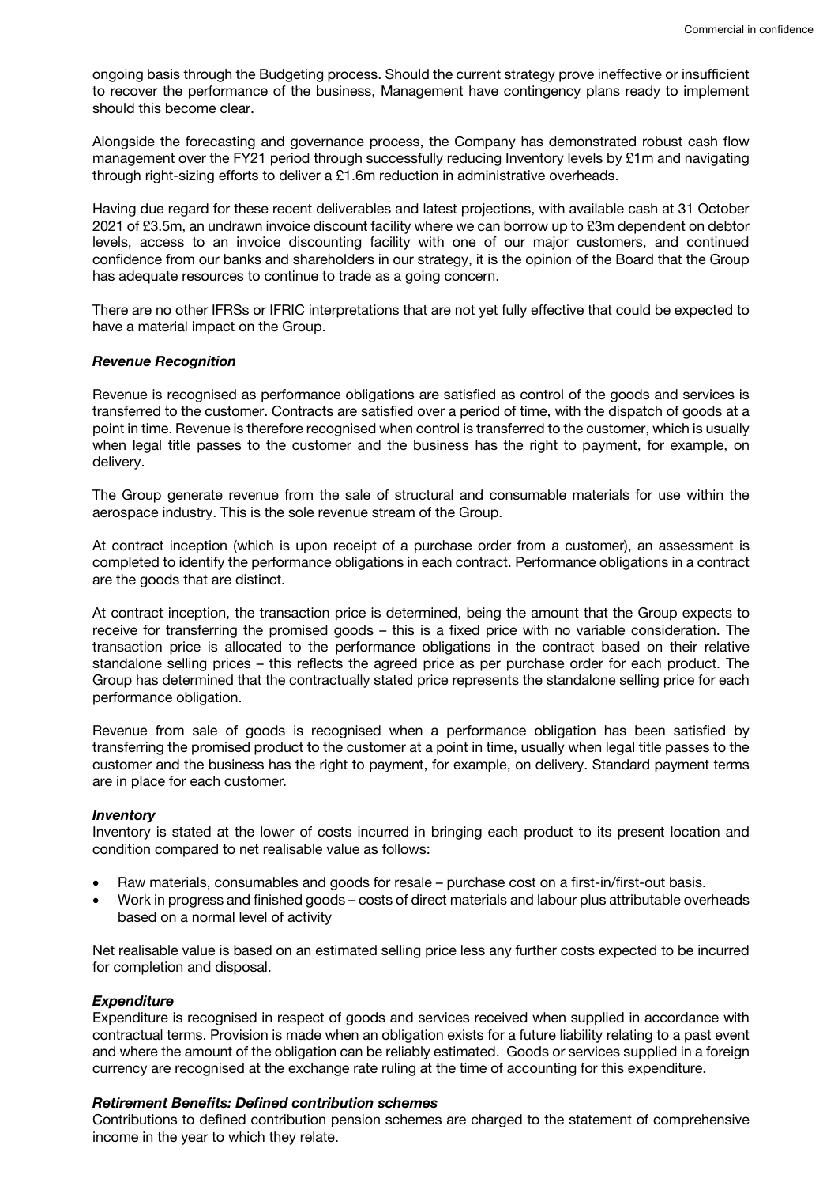ongoing basis through the Budgeting process. Should the current strategy prove ineffective or insufficient to recover the performance of the business, Management have contingency plans ready to implement should this become clear.

Alongside the forecasting and governance process, the Company has demonstrated robust cash flow management over the FY21 period through successfully reducing Inventory levels by £1m and navigating through right-sizing efforts to deliver a £1.6m reduction in administrative overheads.

Having due regard for these recent deliverables and latest projections, with available cash at 31 October 2021 of £3.5m, an undrawn invoice discount facility where we can borrow up to £3m dependent on debtor levels, access to an invoice discounting facility with one of our major customers, and continued confidence from our banks and shareholders in our strategy, it is the opinion of the Board that the Group has adequate resources to continue to trade as a going concern.

There are no other IFRSs or IFRIC interpretations that are not yet fully effective that could be expected to have a material impact on the Group.

***Revenue Recognition***

Revenue is recognised as performance obligations are satisfied as control of the goods and services is transferred to the customer. Contracts are satisfied over a period of time, with the dispatch of goods at a point in time. Revenue is therefore recognised when control is transferred to the customer, which is usually when legal title passes to the customer and the business has the right to payment, for example, on delivery.

The Group generate revenue from the sale of structural and consumable materials for use within the aerospace industry. This is the sole revenue stream of the Group.

At contract inception (which is upon receipt of a purchase order from a customer), an assessment is completed to identify the performance obligations in each contract. Performance obligations in a contract are the goods that are distinct.

At contract inception, the transaction price is determined, being the amount that the Group expects to receive for transferring the promised goods – this is a fixed price with no variable consideration. The transaction price is allocated to the performance obligations in the contract based on their relative standalone selling prices – this reflects the agreed price as per purchase order for each product. The Group has determined that the contractually stated price represents the standalone selling price for each performance obligation.

Revenue from sale of goods is recognised when a performance obligation has been satisfied by transferring the promised product to the customer at a point in time, usually when legal title passes to the customer and the business has the right to payment, for example, on delivery. Standard payment terms are in place for each customer.

***Inventory***

Inventory is stated at the lower of costs incurred in bringing each product to its present location and condition compared to net realisable value as follows:

- Raw materials, consumables and goods for resale – purchase cost on a first-in/first-out basis.
- Work in progress and finished goods – costs of direct materials and labour plus attributable overheads based on a normal level of activity

Net realisable value is based on an estimated selling price less any further costs expected to be incurred for completion and disposal.

***Expenditure***

Expenditure is recognised in respect of goods and services received when supplied in accordance with contractual terms. Provision is made when an obligation exists for a future liability relating to a past event and where the amount of the obligation can be reliably estimated. Goods or services supplied in a foreign currency are recognised at the exchange rate ruling at the time of accounting for this expenditure.

***Retirement Benefits: Defined contribution schemes***

Contributions to defined contribution pension schemes are charged to the statement of comprehensive income in the year to which they relate.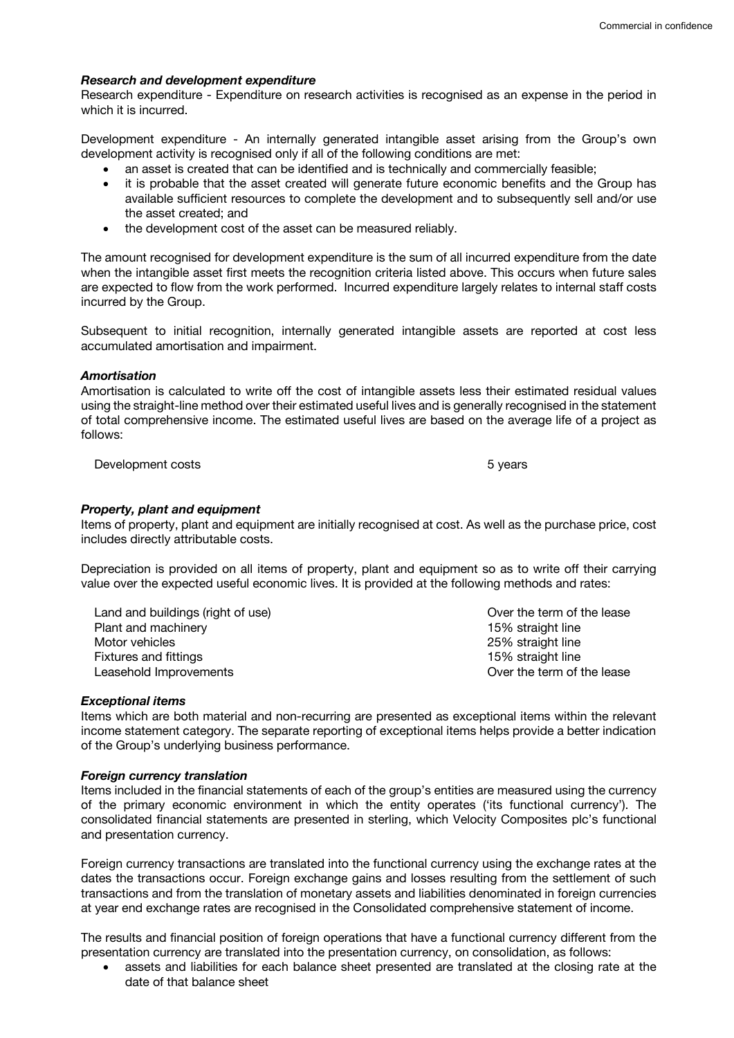***Research and development expenditure***

Research expenditure - Expenditure on research activities is recognised as an expense in the period in which it is incurred.

Development expenditure - An internally generated intangible asset arising from the Group's own development activity is recognised only if all of the following conditions are met:

- an asset is created that can be identified and is technically and commercially feasible;
- it is probable that the asset created will generate future economic benefits and the Group has available sufficient resources to complete the development and to subsequently sell and/or use the asset created; and
- the development cost of the asset can be measured reliably.

The amount recognised for development expenditure is the sum of all incurred expenditure from the date when the intangible asset first meets the recognition criteria listed above. This occurs when future sales are expected to flow from the work performed. Incurred expenditure largely relates to internal staff costs incurred by the Group.

Subsequent to initial recognition, internally generated intangible assets are reported at cost less accumulated amortisation and impairment.

***Amortisation***

Amortisation is calculated to write off the cost of intangible assets less their estimated residual values using the straight-line method over their estimated useful lives and is generally recognised in the statement of total comprehensive income. The estimated useful lives are based on the average life of a project as follows:

| | |
|---|---|
| Development costs | 5 years |

***Property, plant and equipment***

Items of property, plant and equipment are initially recognised at cost. As well as the purchase price, cost includes directly attributable costs.

Depreciation is provided on all items of property, plant and equipment so as to write off their carrying value over the expected useful economic lives. It is provided at the following methods and rates:

| | |
|---|---|
| Land and buildings (right of use) | Over the term of the lease |
| Plant and machinery | 15% straight line |
| Motor vehicles | 25% straight line |
| Fixtures and fittings | 15% straight line |
| Leasehold Improvements | Over the term of the lease |

***Exceptional items***

Items which are both material and non-recurring are presented as exceptional items within the relevant income statement category. The separate reporting of exceptional items helps provide a better indication of the Group's underlying business performance.

***Foreign currency translation***

Items included in the financial statements of each of the group's entities are measured using the currency of the primary economic environment in which the entity operates ('its functional currency'). The consolidated financial statements are presented in sterling, which Velocity Composites plc's functional and presentation currency.

Foreign currency transactions are translated into the functional currency using the exchange rates at the dates the transactions occur. Foreign exchange gains and losses resulting from the settlement of such transactions and from the translation of monetary assets and liabilities denominated in foreign currencies at year end exchange rates are recognised in the Consolidated comprehensive statement of income.

The results and financial position of foreign operations that have a functional currency different from the presentation currency are translated into the presentation currency, on consolidation, as follows:

- assets and liabilities for each balance sheet presented are translated at the closing rate at the date of that balance sheet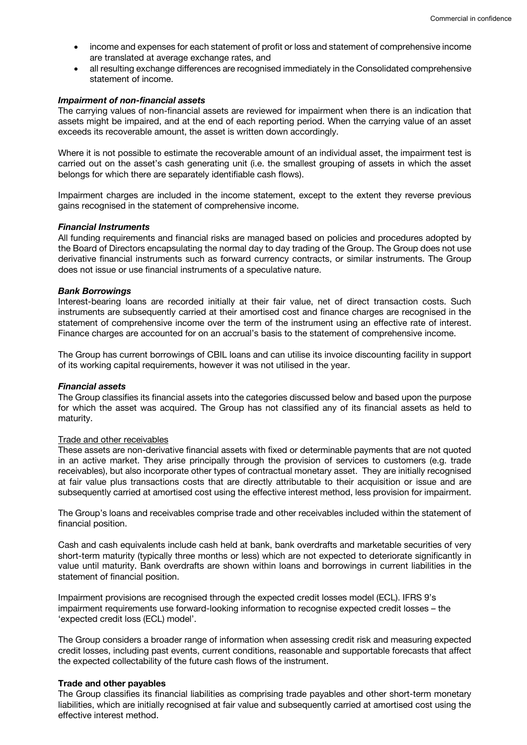- income and expenses for each statement of profit or loss and statement of comprehensive income are translated at average exchange rates, and
- all resulting exchange differences are recognised immediately in the Consolidated comprehensive statement of income.

***Impairment of non-financial assets***

The carrying values of non-financial assets are reviewed for impairment when there is an indication that assets might be impaired, and at the end of each reporting period. When the carrying value of an asset exceeds its recoverable amount, the asset is written down accordingly.

Where it is not possible to estimate the recoverable amount of an individual asset, the impairment test is carried out on the asset's cash generating unit (i.e. the smallest grouping of assets in which the asset belongs for which there are separately identifiable cash flows).

Impairment charges are included in the income statement, except to the extent they reverse previous gains recognised in the statement of comprehensive income.

***Financial Instruments***

All funding requirements and financial risks are managed based on policies and procedures adopted by the Board of Directors encapsulating the normal day to day trading of the Group. The Group does not use derivative financial instruments such as forward currency contracts, or similar instruments. The Group does not issue or use financial instruments of a speculative nature.

***Bank Borrowings***

Interest-bearing loans are recorded initially at their fair value, net of direct transaction costs. Such instruments are subsequently carried at their amortised cost and finance charges are recognised in the statement of comprehensive income over the term of the instrument using an effective rate of interest. Finance charges are accounted for on an accrual's basis to the statement of comprehensive income.

The Group has current borrowings of CBIL loans and can utilise its invoice discounting facility in support of its working capital requirements, however it was not utilised in the year.

***Financial assets***

The Group classifies its financial assets into the categories discussed below and based upon the purpose for which the asset was acquired. The Group has not classified any of its financial assets as held to maturity.

<u>Trade and other receivables</u>

These assets are non-derivative financial assets with fixed or determinable payments that are not quoted in an active market. They arise principally through the provision of services to customers (e.g. trade receivables), but also incorporate other types of contractual monetary asset. They are initially recognised at fair value plus transactions costs that are directly attributable to their acquisition or issue and are subsequently carried at amortised cost using the effective interest method, less provision for impairment.

The Group's loans and receivables comprise trade and other receivables included within the statement of financial position.

Cash and cash equivalents include cash held at bank, bank overdrafts and marketable securities of very short-term maturity (typically three months or less) which are not expected to deteriorate significantly in value until maturity. Bank overdrafts are shown within loans and borrowings in current liabilities in the statement of financial position.

Impairment provisions are recognised through the expected credit losses model (ECL). IFRS 9's impairment requirements use forward-looking information to recognise expected credit losses – the 'expected credit loss (ECL) model'.

The Group considers a broader range of information when assessing credit risk and measuring expected credit losses, including past events, current conditions, reasonable and supportable forecasts that affect the expected collectability of the future cash flows of the instrument.

**Trade and other payables**

The Group classifies its financial liabilities as comprising trade payables and other short-term monetary liabilities, which are initially recognised at fair value and subsequently carried at amortised cost using the effective interest method.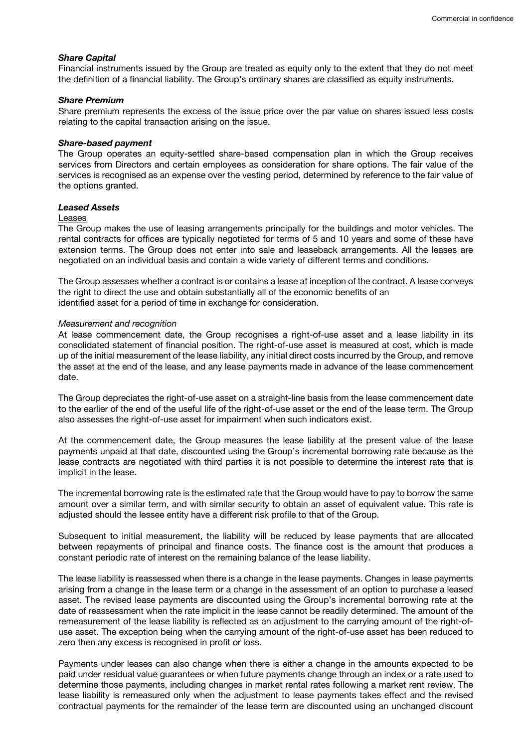***Share Capital***

Financial instruments issued by the Group are treated as equity only to the extent that they do not meet the definition of a financial liability. The Group's ordinary shares are classified as equity instruments.

***Share Premium***

Share premium represents the excess of the issue price over the par value on shares issued less costs relating to the capital transaction arising on the issue.

***Share-based payment***

The Group operates an equity-settled share-based compensation plan in which the Group receives services from Directors and certain employees as consideration for share options. The fair value of the services is recognised as an expense over the vesting period, determined by reference to the fair value of the options granted.

***Leased Assets***

Leases

The Group makes the use of leasing arrangements principally for the buildings and motor vehicles. The rental contracts for offices are typically negotiated for terms of 5 and 10 years and some of these have extension terms. The Group does not enter into sale and leaseback arrangements. All the leases are negotiated on an individual basis and contain a wide variety of different terms and conditions.

The Group assesses whether a contract is or contains a lease at inception of the contract. A lease conveys the right to direct the use and obtain substantially all of the economic benefits of an identified asset for a period of time in exchange for consideration.

*Measurement and recognition*

At lease commencement date, the Group recognises a right-of-use asset and a lease liability in its consolidated statement of financial position. The right-of-use asset is measured at cost, which is made up of the initial measurement of the lease liability, any initial direct costs incurred by the Group, and remove the asset at the end of the lease, and any lease payments made in advance of the lease commencement date.

The Group depreciates the right-of-use asset on a straight-line basis from the lease commencement date to the earlier of the end of the useful life of the right-of-use asset or the end of the lease term. The Group also assesses the right-of-use asset for impairment when such indicators exist.

At the commencement date, the Group measures the lease liability at the present value of the lease payments unpaid at that date, discounted using the Group's incremental borrowing rate because as the lease contracts are negotiated with third parties it is not possible to determine the interest rate that is implicit in the lease.

The incremental borrowing rate is the estimated rate that the Group would have to pay to borrow the same amount over a similar term, and with similar security to obtain an asset of equivalent value. This rate is adjusted should the lessee entity have a different risk profile to that of the Group.

Subsequent to initial measurement, the liability will be reduced by lease payments that are allocated between repayments of principal and finance costs. The finance cost is the amount that produces a constant periodic rate of interest on the remaining balance of the lease liability.

The lease liability is reassessed when there is a change in the lease payments. Changes in lease payments arising from a change in the lease term or a change in the assessment of an option to purchase a leased asset. The revised lease payments are discounted using the Group's incremental borrowing rate at the date of reassessment when the rate implicit in the lease cannot be readily determined. The amount of the remeasurement of the lease liability is reflected as an adjustment to the carrying amount of the right-of-use asset. The exception being when the carrying amount of the right-of-use asset has been reduced to zero then any excess is recognised in profit or loss.

Payments under leases can also change when there is either a change in the amounts expected to be paid under residual value guarantees or when future payments change through an index or a rate used to determine those payments, including changes in market rental rates following a market rent review. The lease liability is remeasured only when the adjustment to lease payments takes effect and the revised contractual payments for the remainder of the lease term are discounted using an unchanged discount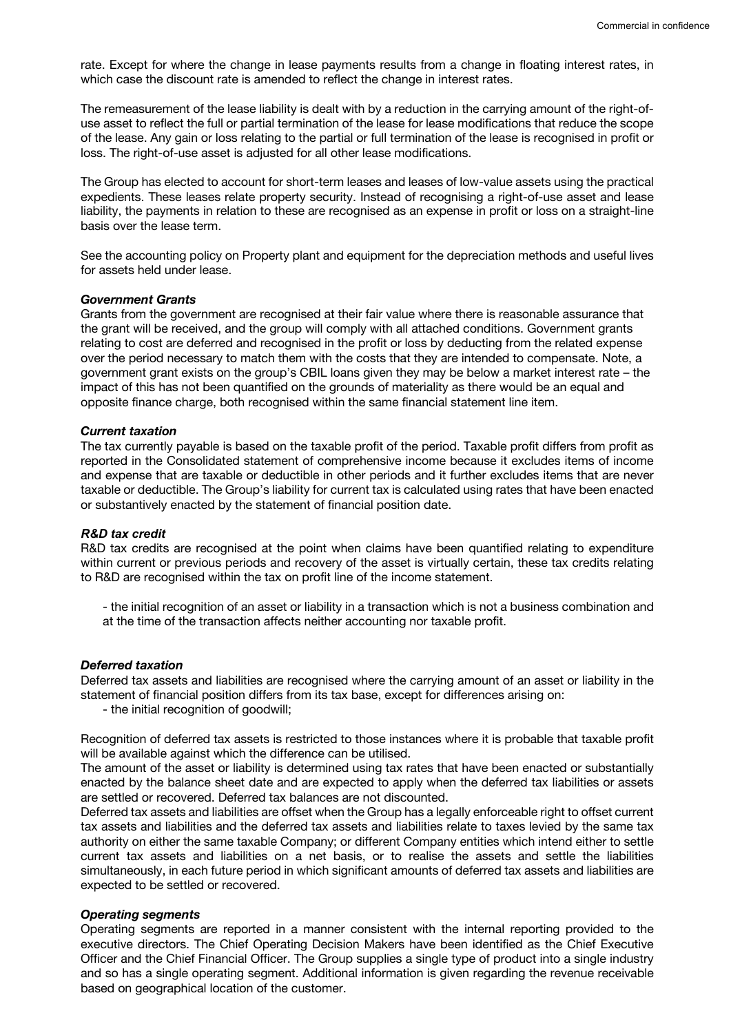rate. Except for where the change in lease payments results from a change in floating interest rates, in which case the discount rate is amended to reflect the change in interest rates.

The remeasurement of the lease liability is dealt with by a reduction in the carrying amount of the right-of-use asset to reflect the full or partial termination of the lease for lease modifications that reduce the scope of the lease. Any gain or loss relating to the partial or full termination of the lease is recognised in profit or loss. The right-of-use asset is adjusted for all other lease modifications.

The Group has elected to account for short-term leases and leases of low-value assets using the practical expedients. These leases relate property security. Instead of recognising a right-of-use asset and lease liability, the payments in relation to these are recognised as an expense in profit or loss on a straight-line basis over the lease term.

See the accounting policy on Property plant and equipment for the depreciation methods and useful lives for assets held under lease.

***Government Grants***

Grants from the government are recognised at their fair value where there is reasonable assurance that the grant will be received, and the group will comply with all attached conditions. Government grants relating to cost are deferred and recognised in the profit or loss by deducting from the related expense over the period necessary to match them with the costs that they are intended to compensate. Note, a government grant exists on the group's CBIL loans given they may be below a market interest rate – the impact of this has not been quantified on the grounds of materiality as there would be an equal and opposite finance charge, both recognised within the same financial statement line item.

***Current taxation***

The tax currently payable is based on the taxable profit of the period. Taxable profit differs from profit as reported in the Consolidated statement of comprehensive income because it excludes items of income and expense that are taxable or deductible in other periods and it further excludes items that are never taxable or deductible. The Group's liability for current tax is calculated using rates that have been enacted or substantively enacted by the statement of financial position date.

***R&D tax credit***

R&D tax credits are recognised at the point when claims have been quantified relating to expenditure within current or previous periods and recovery of the asset is virtually certain, these tax credits relating to R&D are recognised within the tax on profit line of the income statement.

- the initial recognition of an asset or liability in a transaction which is not a business combination and at the time of the transaction affects neither accounting nor taxable profit.

***Deferred taxation***

Deferred tax assets and liabilities are recognised where the carrying amount of an asset or liability in the statement of financial position differs from its tax base, except for differences arising on:

- the initial recognition of goodwill;

Recognition of deferred tax assets is restricted to those instances where it is probable that taxable profit will be available against which the difference can be utilised.
The amount of the asset or liability is determined using tax rates that have been enacted or substantially enacted by the balance sheet date and are expected to apply when the deferred tax liabilities or assets are settled or recovered. Deferred tax balances are not discounted.
Deferred tax assets and liabilities are offset when the Group has a legally enforceable right to offset current tax assets and liabilities and the deferred tax assets and liabilities relate to taxes levied by the same tax authority on either the same taxable Company; or different Company entities which intend either to settle current tax assets and liabilities on a net basis, or to realise the assets and settle the liabilities simultaneously, in each future period in which significant amounts of deferred tax assets and liabilities are expected to be settled or recovered.

***Operating segments***

Operating segments are reported in a manner consistent with the internal reporting provided to the executive directors. The Chief Operating Decision Makers have been identified as the Chief Executive Officer and the Chief Financial Officer. The Group supplies a single type of product into a single industry and so has a single operating segment. Additional information is given regarding the revenue receivable based on geographical location of the customer.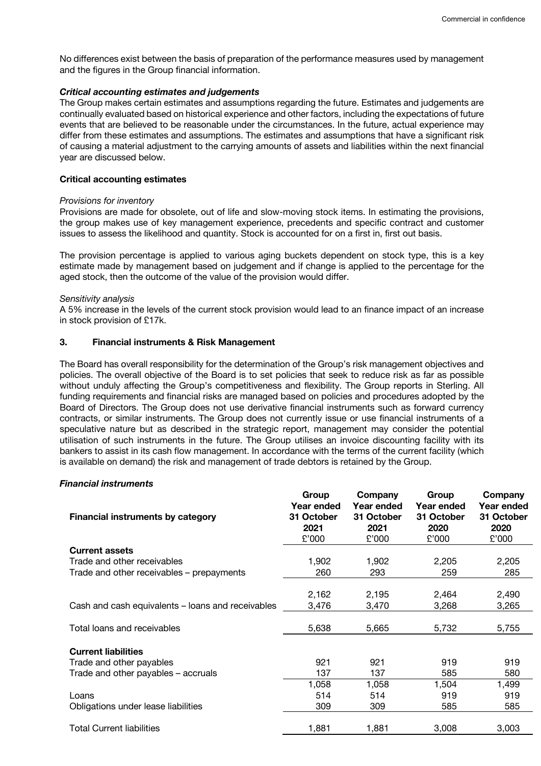No differences exist between the basis of preparation of the performance measures used by management and the figures in the Group financial information.

***Critical accounting estimates and judgements***

The Group makes certain estimates and assumptions regarding the future. Estimates and judgements are continually evaluated based on historical experience and other factors, including the expectations of future events that are believed to be reasonable under the circumstances. In the future, actual experience may differ from these estimates and assumptions. The estimates and assumptions that have a significant risk of causing a material adjustment to the carrying amounts of assets and liabilities within the next financial year are discussed below.

**Critical accounting estimates**

*Provisions for inventory*

Provisions are made for obsolete, out of life and slow-moving stock items. In estimating the provisions, the group makes use of key management experience, precedents and specific contract and customer issues to assess the likelihood and quantity. Stock is accounted for on a first in, first out basis.

The provision percentage is applied to various aging buckets dependent on stock type, this is a key estimate made by management based on judgement and if change is applied to the percentage for the aged stock, then the outcome of the value of the provision would differ.

*Sensitivity analysis*

A 5% increase in the levels of the current stock provision would lead to an finance impact of an increase in stock provision of £17k.

## 3. Financial instruments & Risk Management

The Board has overall responsibility for the determination of the Group's risk management objectives and policies. The overall objective of the Board is to set policies that seek to reduce risk as far as possible without unduly affecting the Group's competitiveness and flexibility. The Group reports in Sterling. All funding requirements and financial risks are managed based on policies and procedures adopted by the Board of Directors. The Group does not use derivative financial instruments such as forward currency contracts, or similar instruments. The Group does not currently issue or use financial instruments of a speculative nature but as described in the strategic report, management may consider the potential utilisation of such instruments in the future. The Group utilises an invoice discounting facility with its bankers to assist in its cash flow management. In accordance with the terms of the current facility (which is available on demand) the risk and management of trade debtors is retained by the Group.

***Financial instruments***

| Financial instruments by category | Group Year ended 31 October 2021 £'000 | Company Year ended 31 October 2021 £'000 | Group Year ended 31 October 2020 £'000 | Company Year ended 31 October 2020 £'000 |
|---|---|---|---|---|
| **Current assets** | | | | |
| Trade and other receivables | 1,902 | 1,902 | 2,205 | 2,205 |
| Trade and other receivables – prepayments | 260 | 293 | 259 | 285 |
| | 2,162 | 2,195 | 2,464 | 2,490 |
| Cash and cash equivalents – loans and receivables | 3,476 | 3,470 | 3,268 | 3,265 |
| Total loans and receivables | 5,638 | 5,665 | 5,732 | 5,755 |
| **Current liabilities** | | | | |
| Trade and other payables | 921 | 921 | 919 | 919 |
| Trade and other payables – accruals | 137 | 137 | 585 | 580 |
| | 1,058 | 1,058 | 1,504 | 1,499 |
| Loans | 514 | 514 | 919 | 919 |
| Obligations under lease liabilities | 309 | 309 | 585 | 585 |
| Total Current liabilities | 1,881 | 1,881 | 3,008 | 3,003 |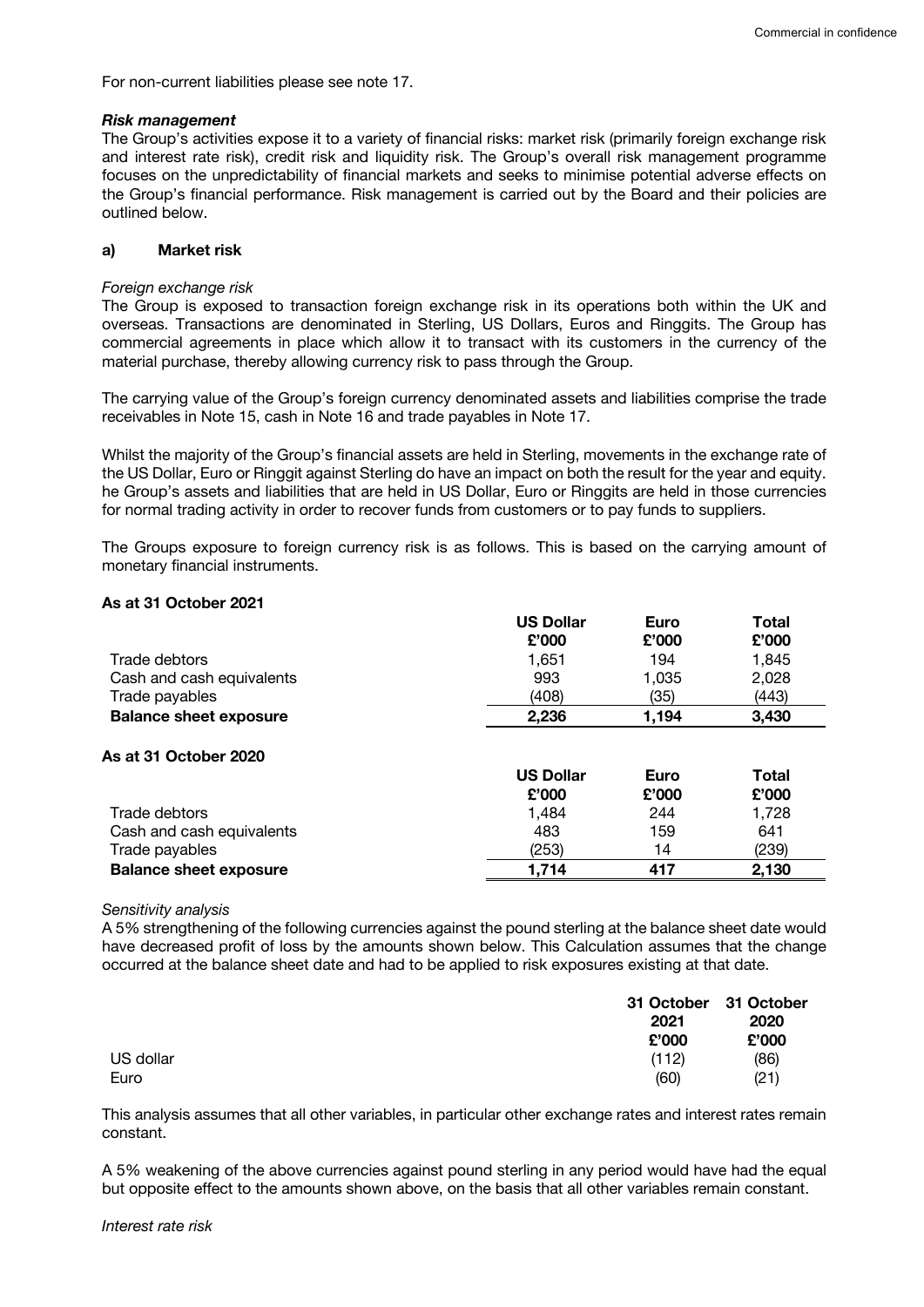For non-current liabilities please see note 17.

***Risk management***

The Group's activities expose it to a variety of financial risks: market risk (primarily foreign exchange risk and interest rate risk), credit risk and liquidity risk. The Group's overall risk management programme focuses on the unpredictability of financial markets and seeks to minimise potential adverse effects on the Group's financial performance. Risk management is carried out by the Board and their policies are outlined below.

**a) Market risk**

*Foreign exchange risk*

The Group is exposed to transaction foreign exchange risk in its operations both within the UK and overseas. Transactions are denominated in Sterling, US Dollars, Euros and Ringgits. The Group has commercial agreements in place which allow it to transact with its customers in the currency of the material purchase, thereby allowing currency risk to pass through the Group.

The carrying value of the Group's foreign currency denominated assets and liabilities comprise the trade receivables in Note 15, cash in Note 16 and trade payables in Note 17.

Whilst the majority of the Group's financial assets are held in Sterling, movements in the exchange rate of the US Dollar, Euro or Ringgit against Sterling do have an impact on both the result for the year and equity. he Group's assets and liabilities that are held in US Dollar, Euro or Ringgits are held in those currencies for normal trading activity in order to recover funds from customers or to pay funds to suppliers.

The Groups exposure to foreign currency risk is as follows. This is based on the carrying amount of monetary financial instruments.

**As at 31 October 2021**

| | US Dollar £'000 | Euro £'000 | Total £'000 |
|---|---|---|---|
| Trade debtors | 1,651 | 194 | 1,845 |
| Cash and cash equivalents | 993 | 1,035 | 2,028 |
| Trade payables | (408) | (35) | (443) |
| **Balance sheet exposure** | **2,236** | **1,194** | **3,430** |

**As at 31 October 2020**

| | US Dollar £'000 | Euro £'000 | Total £'000 |
|---|---|---|---|
| Trade debtors | 1,484 | 244 | 1,728 |
| Cash and cash equivalents | 483 | 159 | 641 |
| Trade payables | (253) | 14 | (239) |
| **Balance sheet exposure** | **1,714** | **417** | **2,130** |

*Sensitivity analysis*

A 5% strengthening of the following currencies against the pound sterling at the balance sheet date would have decreased profit of loss by the amounts shown below. This Calculation assumes that the change occurred at the balance sheet date and had to be applied to risk exposures existing at that date.

| | 31 October 2021 £'000 | 31 October 2020 £'000 |
|---|---|---|
| US dollar | (112) | (86) |
| Euro | (60) | (21) |

This analysis assumes that all other variables, in particular other exchange rates and interest rates remain constant.

A 5% weakening of the above currencies against pound sterling in any period would have had the equal but opposite effect to the amounts shown above, on the basis that all other variables remain constant.

*Interest rate risk*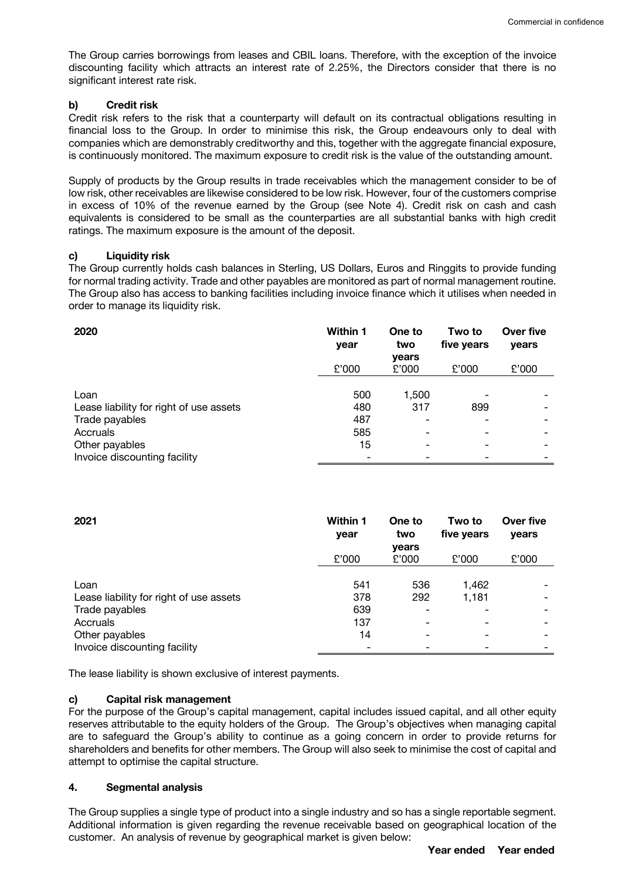The Group carries borrowings from leases and CBIL loans. Therefore, with the exception of the invoice discounting facility which attracts an interest rate of 2.25%, the Directors consider that there is no significant interest rate risk.

#### b) Credit risk

Credit risk refers to the risk that a counterparty will default on its contractual obligations resulting in financial loss to the Group. In order to minimise this risk, the Group endeavours only to deal with companies which are demonstrably creditworthy and this, together with the aggregate financial exposure, is continuously monitored. The maximum exposure to credit risk is the value of the outstanding amount.

Supply of products by the Group results in trade receivables which the management consider to be of low risk, other receivables are likewise considered to be low risk. However, four of the customers comprise in excess of 10% of the revenue earned by the Group (see Note 4). Credit risk on cash and cash equivalents is considered to be small as the counterparties are all substantial banks with high credit ratings. The maximum exposure is the amount of the deposit.

#### c) Liquidity risk

The Group currently holds cash balances in Sterling, US Dollars, Euros and Ringgits to provide funding for normal trading activity. Trade and other payables are monitored as part of normal management routine. The Group also has access to banking facilities including invoice finance which it utilises when needed in order to manage its liquidity risk.

| 2020 | Within 1 year | One to two years | Two to five years | Over five years |
|---|---|---|---|---|
| | £'000 | £'000 | £'000 | £'000 |
| Loan | 500 | 1,500 | - | - |
| Lease liability for right of use assets | 480 | 317 | 899 | - |
| Trade payables | 487 | - | - | - |
| Accruals | 585 | - | - | - |
| Other payables | 15 | - | - | - |
| Invoice discounting facility | - | - | - | - |

| 2021 | Within 1 year | One to two years | Two to five years | Over five years |
|---|---|---|---|---|
| | £'000 | £'000 | £'000 | £'000 |
| Loan | 541 | 536 | 1,462 | - |
| Lease liability for right of use assets | 378 | 292 | 1,181 | - |
| Trade payables | 639 | - | - | - |
| Accruals | 137 | - | - | - |
| Other payables | 14 | - | - | - |
| Invoice discounting facility | - | - | - | - |

The lease liability is shown exclusive of interest payments.

#### c) Capital risk management

For the purpose of the Group's capital management, capital includes issued capital, and all other equity reserves attributable to the equity holders of the Group. The Group's objectives when managing capital are to safeguard the Group's ability to continue as a going concern in order to provide returns for shareholders and benefits for other members. The Group will also seek to minimise the cost of capital and attempt to optimise the capital structure.

### 4. Segmental analysis

The Group supplies a single type of product into a single industry and so has a single reportable segment. Additional information is given regarding the revenue receivable based on geographical location of the customer. An analysis of revenue by geographical market is given below:

**Year ended Year ended**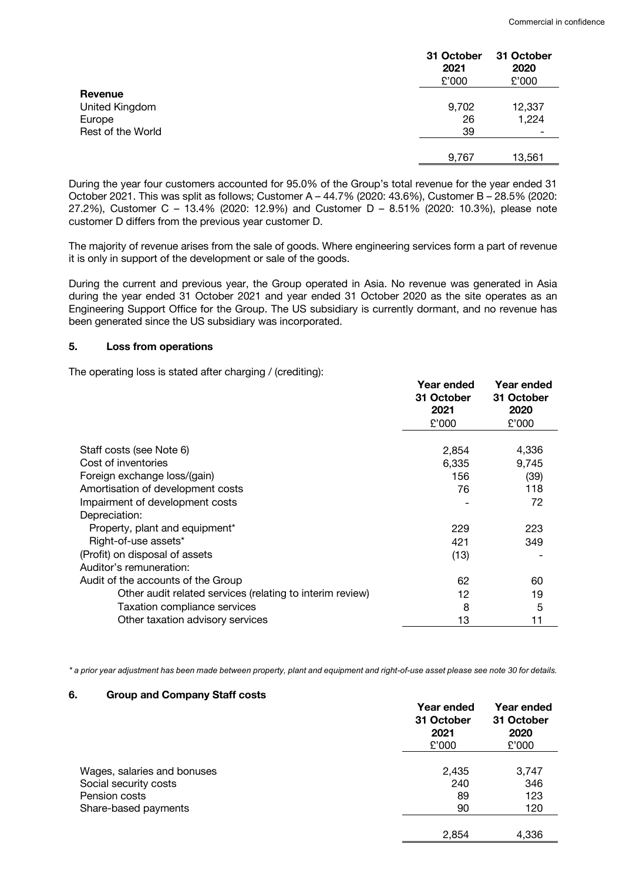| | 31 October 2021 £'000 | 31 October 2020 £'000 |
|---|---|---|
| **Revenue** | | |
| United Kingdom | 9,702 | 12,337 |
| Europe | 26 | 1,224 |
| Rest of the World | 39 | - |
| | 9,767 | 13,561 |

During the year four customers accounted for 95.0% of the Group's total revenue for the year ended 31 October 2021. This was split as follows; Customer A – 44.7% (2020: 43.6%), Customer B – 28.5% (2020: 27.2%), Customer C – 13.4% (2020: 12.9%) and Customer D – 8.51% (2020: 10.3%), please note customer D differs from the previous year customer D.

The majority of revenue arises from the sale of goods. Where engineering services form a part of revenue it is only in support of the development or sale of the goods.

During the current and previous year, the Group operated in Asia. No revenue was generated in Asia during the year ended 31 October 2021 and year ended 31 October 2020 as the site operates as an Engineering Support Office for the Group. The US subsidiary is currently dormant, and no revenue has been generated since the US subsidiary was incorporated.

## 5. Loss from operations

The operating loss is stated after charging / (crediting):

| | Year ended 31 October 2021 £'000 | Year ended 31 October 2020 £'000 |
|---|---|---|
| Staff costs (see Note 6) | 2,854 | 4,336 |
| Cost of inventories | 6,335 | 9,745 |
| Foreign exchange loss/(gain) | 156 | (39) |
| Amortisation of development costs | 76 | 118 |
| Impairment of development costs | - | 72 |
| Depreciation: | | |
| Property, plant and equipment* | 229 | 223 |
| Right-of-use assets* | 421 | 349 |
| (Profit) on disposal of assets | (13) | - |
| Auditor's remuneration: | | |
| Audit of the accounts of the Group | 62 | 60 |
| Other audit related services (relating to interim review) | 12 | 19 |
| Taxation compliance services | 8 | 5 |
| Other taxation advisory services | 13 | 11 |

*\* a prior year adjustment has been made between property, plant and equipment and right-of-use asset please see note 30 for details.*

## 6. Group and Company Staff costs

| | Year ended 31 October 2021 £'000 | Year ended 31 October 2020 £'000 |
|---|---|---|
| Wages, salaries and bonuses | 2,435 | 3,747 |
| Social security costs | 240 | 346 |
| Pension costs | 89 | 123 |
| Share-based payments | 90 | 120 |
| | 2,854 | 4,336 |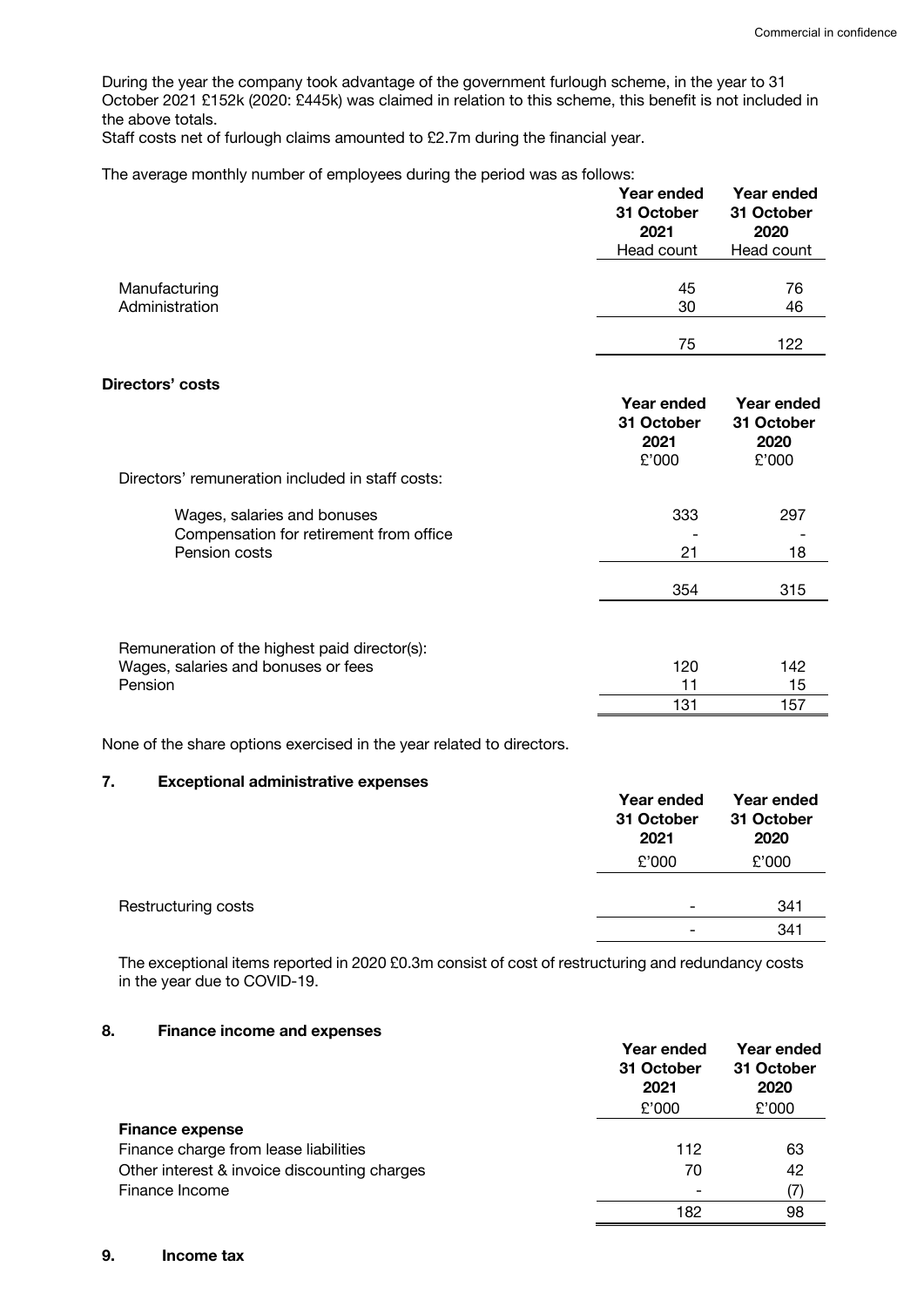During the year the company took advantage of the government furlough scheme, in the year to 31 October 2021 £152k (2020: £445k) was claimed in relation to this scheme, this benefit is not included in the above totals.
Staff costs net of furlough claims amounted to £2.7m during the financial year.

The average monthly number of employees during the period was as follows:

| | Year ended 31 October 2021 | Year ended 31 October 2020 |
|---|---|---|
| | Head count | Head count |
| Manufacturing | 45 | 76 |
| Administration | 30 | 46 |
| | 75 | 122 |

**Directors' costs**

| | Year ended 31 October 2021 | Year ended 31 October 2020 |
|---|---|---|
| | £'000 | £'000 |
| Directors' remuneration included in staff costs: | | |
| Wages, salaries and bonuses | 333 | 297 |
| Compensation for retirement from office | - | - |
| Pension costs | 21 | 18 |
| | 354 | 315 |
| | | |
| Remuneration of the highest paid director(s): | | |
| Wages, salaries and bonuses or fees | 120 | 142 |
| Pension | 11 | 15 |
| | 131 | 157 |

None of the share options exercised in the year related to directors.

## 7. Exceptional administrative expenses

| | Year ended 31 October 2021 | Year ended 31 October 2020 |
|---|---|---|
| | £'000 | £'000 |
| Restructuring costs | - | 341 |
| | - | 341 |

The exceptional items reported in 2020 £0.3m consist of cost of restructuring and redundancy costs in the year due to COVID-19.

## 8. Finance income and expenses

| | Year ended 31 October 2021 | Year ended 31 October 2020 |
|---|---|---|
| | £'000 | £'000 |
| **Finance expense** | | |
| Finance charge from lease liabilities | 112 | 63 |
| Other interest & invoice discounting charges | 70 | 42 |
| Finance Income | - | (7) |
| | 182 | 98 |

## 9. Income tax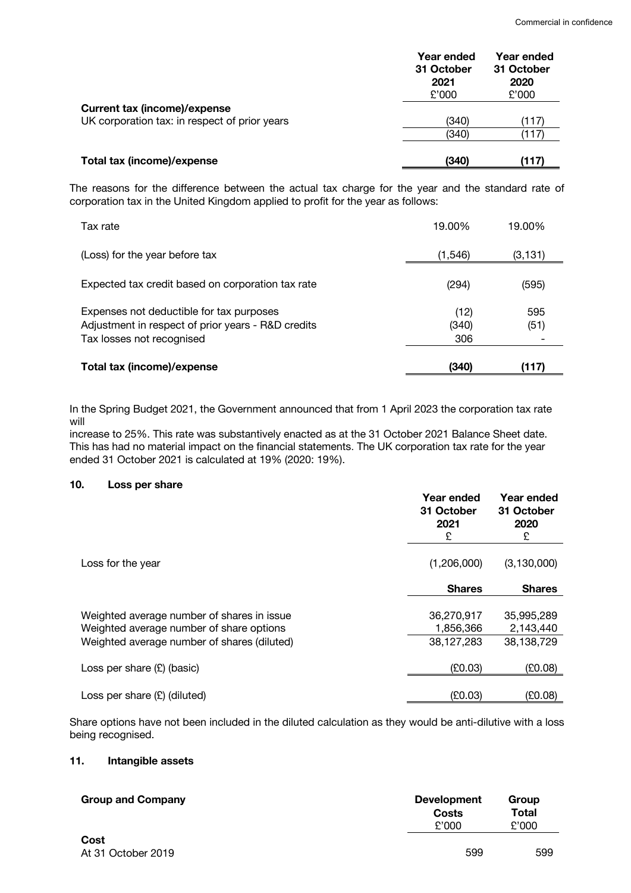| | Year ended 31 October 2021 £'000 | Year ended 31 October 2020 £'000 |
|---|---|---|
| **Current tax (income)/expense** | | |
| UK corporation tax: in respect of prior years | (340) | (117) |
| | (340) | (117) |
| **Total tax (income)/expense** | **(340)** | **(117)** |

The reasons for the difference between the actual tax charge for the year and the standard rate of corporation tax in the United Kingdom applied to profit for the year as follows:

| | | |
|---|---|---|
| Tax rate | 19.00% | 19.00% |
| (Loss) for the year before tax | (1,546) | (3,131) |
| Expected tax credit based on corporation tax rate | (294) | (595) |
| Expenses not deductible for tax purposes | (12) | 595 |
| Adjustment in respect of prior years - R&D credits | (340) | (51) |
| Tax losses not recognised | 306 | - |
| **Total tax (income)/expense** | **(340)** | **(117)** |

In the Spring Budget 2021, the Government announced that from 1 April 2023 the corporation tax rate will increase to 25%. This rate was substantively enacted as at the 31 October 2021 Balance Sheet date. This has had no material impact on the financial statements. The UK corporation tax rate for the year ended 31 October 2021 is calculated at 19% (2020: 19%).

## 10. Loss per share

| | Year ended 31 October 2021 £ | Year ended 31 October 2020 £ |
|---|---|---|
| Loss for the year | (1,206,000) | (3,130,000) |
| | **Shares** | **Shares** |
| Weighted average number of shares in issue | 36,270,917 | 35,995,289 |
| Weighted average number of share options | 1,856,366 | 2,143,440 |
| Weighted average number of shares (diluted) | 38,127,283 | 38,138,729 |
| Loss per share (£) (basic) | (£0.03) | (£0.08) |
| Loss per share (£) (diluted) | (£0.03) | (£0.08) |

Share options have not been included in the diluted calculation as they would be anti-dilutive with a loss being recognised.

## 11. Intangible assets

| **Group and Company** | **Development Costs** £'000 | **Group Total** £'000 |
|---|---|---|
| **Cost** | | |
| At 31 October 2019 | 599 | 599 |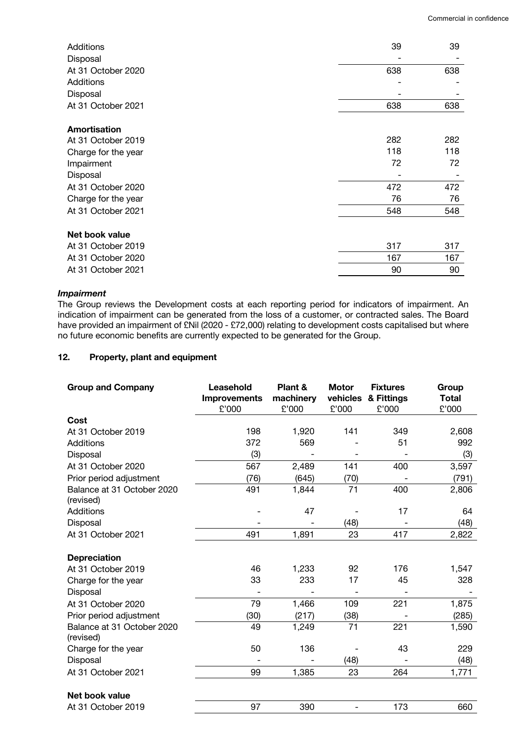| | | |
|---|---|---|
| Additions | 39 | 39 |
| Disposal | - | - |
| At 31 October 2020 | 638 | 638 |
| Additions | - | - |
| Disposal | - | - |
| At 31 October 2021 | 638 | 638 |
| | | |
| **Amortisation** | | |
| At 31 October 2019 | 282 | 282 |
| Charge for the year | 118 | 118 |
| Impairment | 72 | 72 |
| Disposal | - | - |
| At 31 October 2020 | 472 | 472 |
| Charge for the year | 76 | 76 |
| At 31 October 2021 | 548 | 548 |
| | | |
| **Net book value** | | |
| At 31 October 2019 | 317 | 317 |
| At 31 October 2020 | 167 | 167 |
| At 31 October 2021 | 90 | 90 |

***Impairment***

The Group reviews the Development costs at each reporting period for indicators of impairment. An indication of impairment can be generated from the loss of a customer, or contracted sales. The Board have provided an impairment of £Nil (2020 - £72,000) relating to development costs capitalised but where no future economic benefits are currently expected to be generated for the Group.

## 12. Property, plant and equipment

| Group and Company | Leasehold Improvements £'000 | Plant & machinery £'000 | Motor vehicles £'000 | Fixtures & Fittings £'000 | Group Total £'000 |
|---|---|---|---|---|---|
| **Cost** | | | | | |
| At 31 October 2019 | 198 | 1,920 | 141 | 349 | 2,608 |
| Additions | 372 | 569 | - | 51 | 992 |
| Disposal | (3) | - | - | - | (3) |
| At 31 October 2020 | 567 | 2,489 | 141 | 400 | 3,597 |
| Prior period adjustment | (76) | (645) | (70) | - | (791) |
| Balance at 31 October 2020 (revised) | 491 | 1,844 | 71 | 400 | 2,806 |
| Additions | - | 47 | - | 17 | 64 |
| Disposal | - | - | (48) | - | (48) |
| At 31 October 2021 | 491 | 1,891 | 23 | 417 | 2,822 |
| | | | | | |
| **Depreciation** | | | | | |
| At 31 October 2019 | 46 | 1,233 | 92 | 176 | 1,547 |
| Charge for the year | 33 | 233 | 17 | 45 | 328 |
| Disposal | - | - | - | - | - |
| At 31 October 2020 | 79 | 1,466 | 109 | 221 | 1,875 |
| Prior period adjustment | (30) | (217) | (38) | - | (285) |
| Balance at 31 October 2020 (revised) | 49 | 1,249 | 71 | 221 | 1,590 |
| Charge for the year | 50 | 136 | - | 43 | 229 |
| Disposal | - | - | (48) | - | (48) |
| At 31 October 2021 | 99 | 1,385 | 23 | 264 | 1,771 |
| | | | | | |
| **Net book value** | | | | | |
| At 31 October 2019 | 97 | 390 | - | 173 | 660 |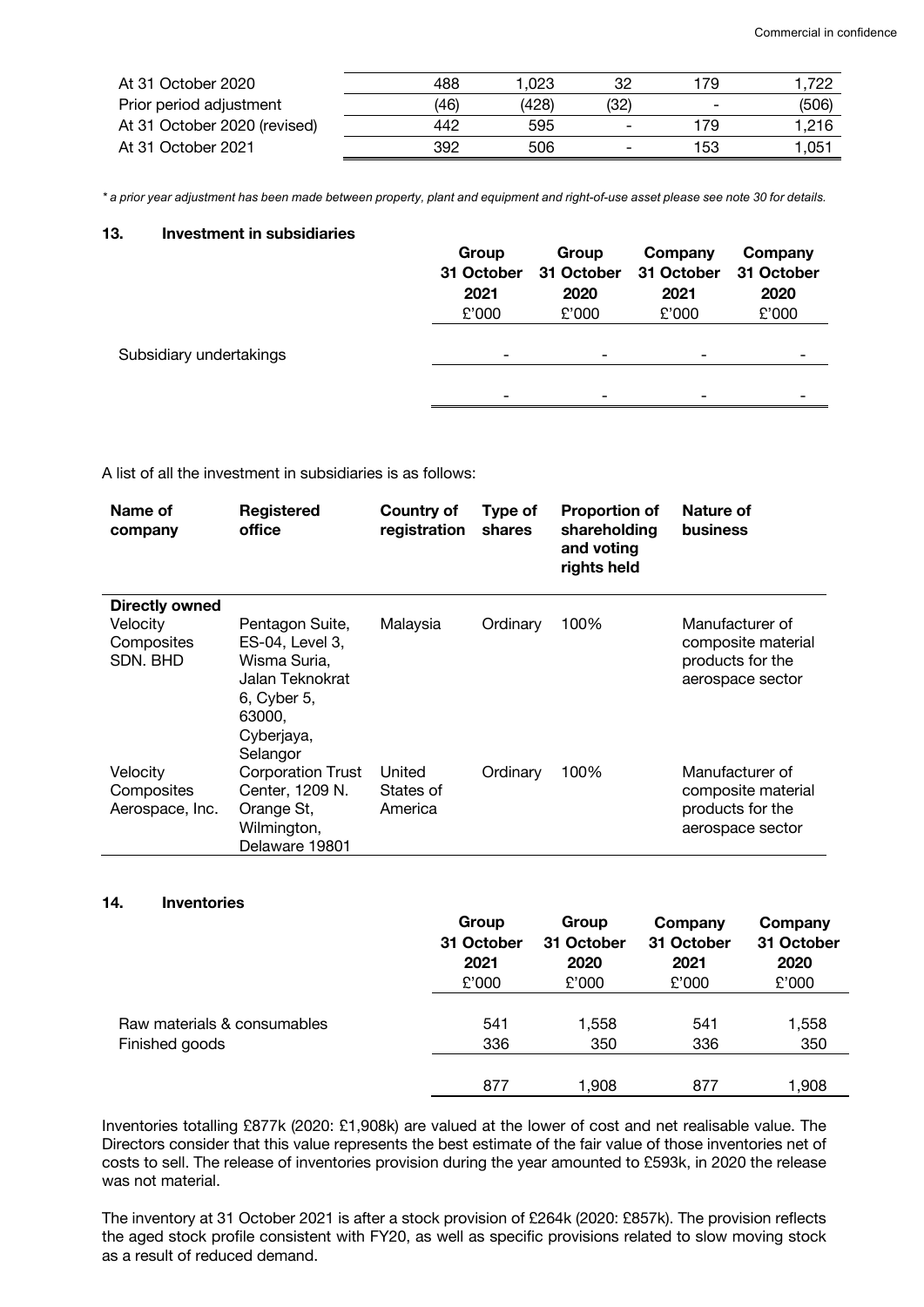| | | | | | |
|---|---|---|---|---|---|
| At 31 October 2020 | 488 | 1,023 | 32 | 179 | 1,722 |
| Prior period adjustment | (46) | (428) | (32) | - | (506) |
| At 31 October 2020 (revised) | 442 | 595 | - | 179 | 1,216 |
| At 31 October 2021 | 392 | 506 | - | 153 | 1,051 |

*\* a prior year adjustment has been made between property, plant and equipment and right-of-use asset please see note 30 for details.*

## 13. Investment in subsidiaries

| | Group 31 October 2021 £'000 | Group 31 October 2020 £'000 | Company 31 October 2021 £'000 | Company 31 October 2020 £'000 |
|---|---|---|---|---|
| Subsidiary undertakings | - | - | - | - |
| | - | - | - | - |

A list of all the investment in subsidiaries is as follows:

| Name of company | Registered office | Country of registration | Type of shares | Proportion of shareholding and voting rights held | Nature of business |
|---|---|---|---|---|---|
| **Directly owned** | | | | | |
| Velocity Composites SDN. BHD | Pentagon Suite, ES-04, Level 3, Wisma Suria, Jalan Teknokrat 6, Cyber 5, 63000, Cyberjaya, Selangor | Malaysia | Ordinary | 100% | Manufacturer of composite material products for the aerospace sector |
| Velocity Composites Aerospace, Inc. | Corporation Trust Center, 1209 N. Orange St, Wilmington, Delaware 19801 | United States of America | Ordinary | 100% | Manufacturer of composite material products for the aerospace sector |

## 14. Inventories

| | Group 31 October 2021 £'000 | Group 31 October 2020 £'000 | Company 31 October 2021 £'000 | Company 31 October 2020 £'000 |
|---|---|---|---|---|
| Raw materials & consumables | 541 | 1,558 | 541 | 1,558 |
| Finished goods | 336 | 350 | 336 | 350 |
| | 877 | 1,908 | 877 | 1,908 |

Inventories totalling £877k (2020: £1,908k) are valued at the lower of cost and net realisable value. The Directors consider that this value represents the best estimate of the fair value of those inventories net of costs to sell. The release of inventories provision during the year amounted to £593k, in 2020 the release was not material.

The inventory at 31 October 2021 is after a stock provision of £264k (2020: £857k). The provision reflects the aged stock profile consistent with FY20, as well as specific provisions related to slow moving stock as a result of reduced demand.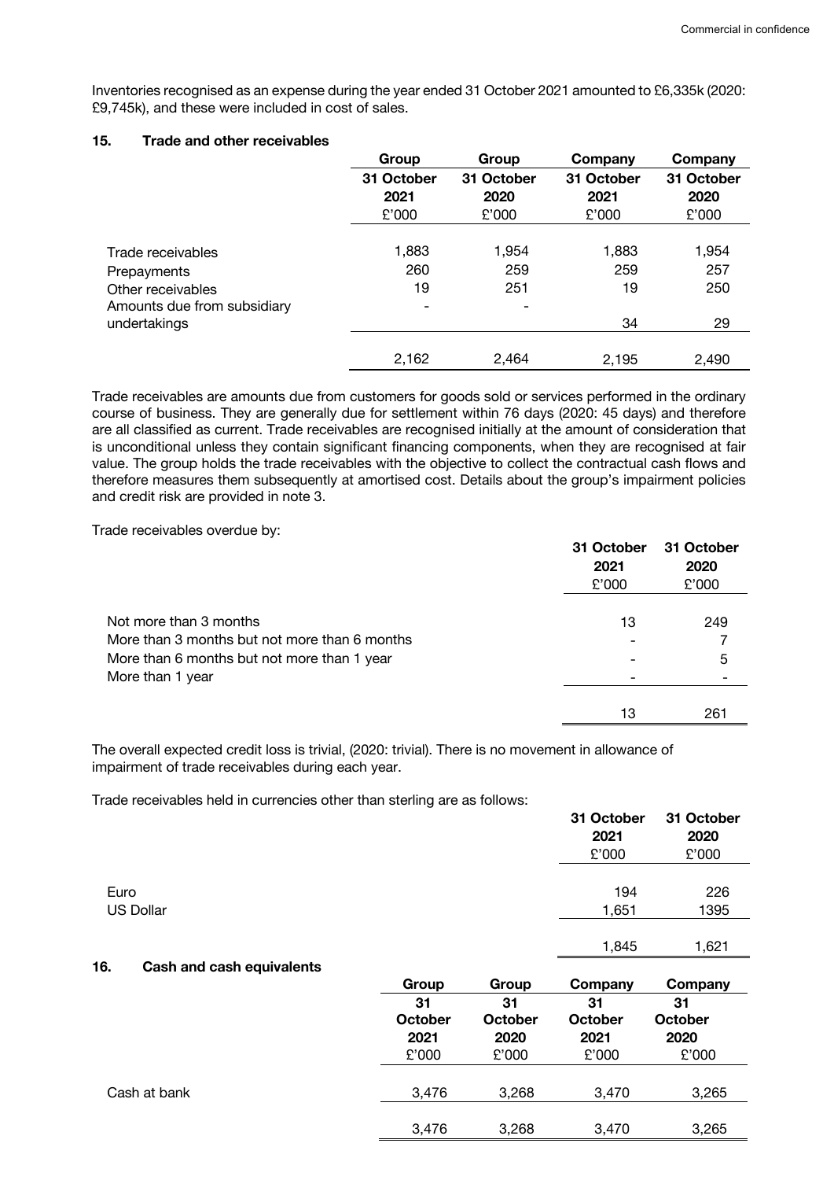Inventories recognised as an expense during the year ended 31 October 2021 amounted to £6,335k (2020: £9,745k), and these were included in cost of sales.

## 15. Trade and other receivables

| | Group | Group | Company | Company |
|---|---|---|---|---|
| | 31 October 2021 | 31 October 2020 | 31 October 2021 | 31 October 2020 |
| | £'000 | £'000 | £'000 | £'000 |
| Trade receivables | 1,883 | 1,954 | 1,883 | 1,954 |
| Prepayments | 260 | 259 | 259 | 257 |
| Other receivables | 19 | 251 | 19 | 250 |
| Amounts due from subsidiary undertakings | - | - | 34 | 29 |
| | 2,162 | 2,464 | 2,195 | 2,490 |

Trade receivables are amounts due from customers for goods sold or services performed in the ordinary course of business. They are generally due for settlement within 76 days (2020: 45 days) and therefore are all classified as current. Trade receivables are recognised initially at the amount of consideration that is unconditional unless they contain significant financing components, when they are recognised at fair value. The group holds the trade receivables with the objective to collect the contractual cash flows and therefore measures them subsequently at amortised cost. Details about the group's impairment policies and credit risk are provided in note 3.

Trade receivables overdue by:

| | 31 October 2021 | 31 October 2020 |
|---|---|---|
| | £'000 | £'000 |
| Not more than 3 months | 13 | 249 |
| More than 3 months but not more than 6 months | - | 7 |
| More than 6 months but not more than 1 year | - | 5 |
| More than 1 year | - | - |
| | 13 | 261 |

The overall expected credit loss is trivial, (2020: trivial). There is no movement in allowance of impairment of trade receivables during each year.

Trade receivables held in currencies other than sterling are as follows:

| | 31 October 2021 | 31 October 2020 |
|---|---|---|
| | £'000 | £'000 |
| Euro | 194 | 226 |
| US Dollar | 1,651 | 1395 |
| | 1,845 | 1,621 |

## 16. Cash and cash equivalents

| | Group | Group | Company | Company |
|---|---|---|---|---|
| | 31 October 2021 | 31 October 2020 | 31 October 2021 | 31 October 2020 |
| | £'000 | £'000 | £'000 | £'000 |
| Cash at bank | 3,476 | 3,268 | 3,470 | 3,265 |
| | 3,476 | 3,268 | 3,470 | 3,265 |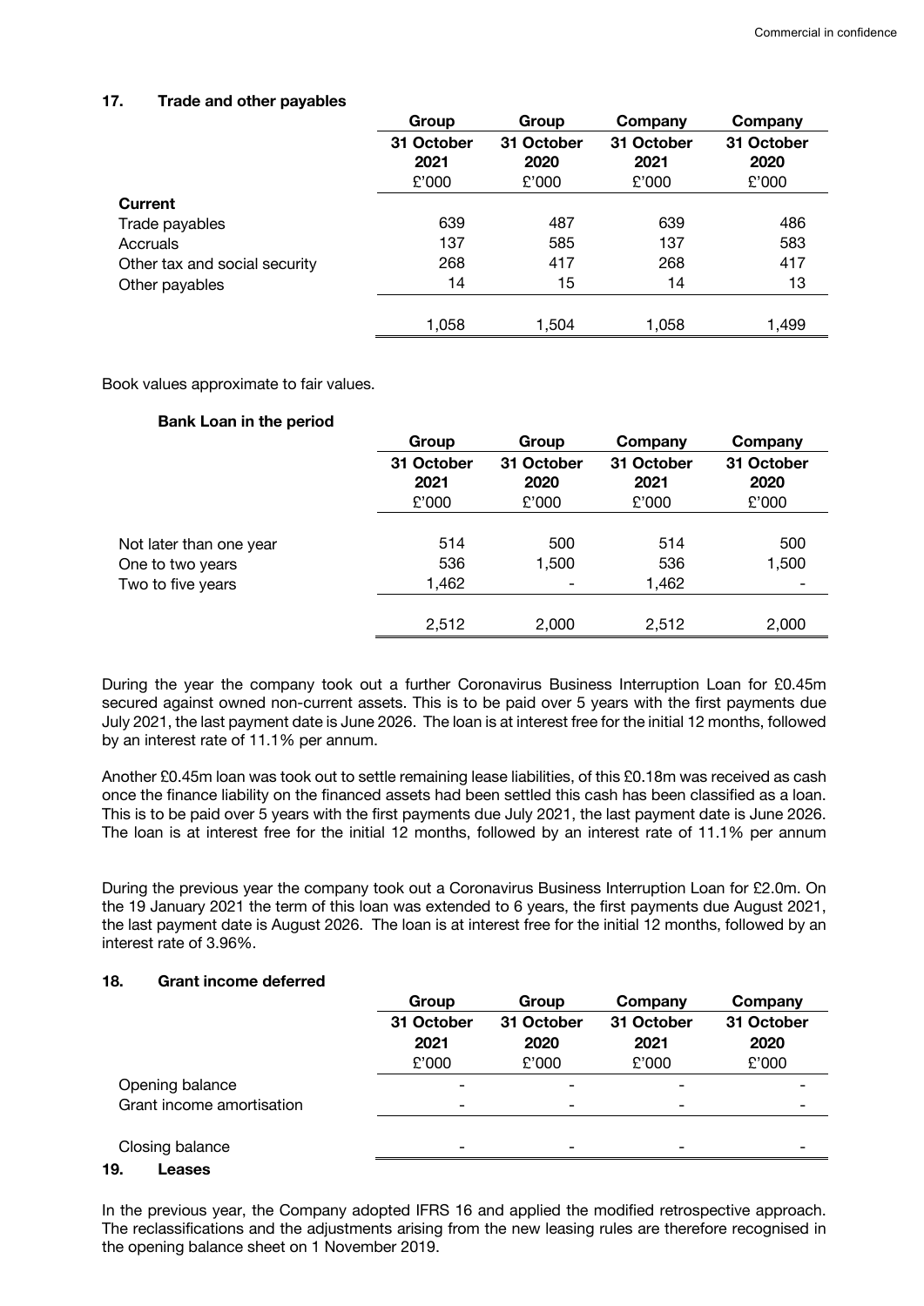## 17. Trade and other payables

| | Group | Group | Company | Company |
|---|---|---|---|---|
| | 31 October 2021 | 31 October 2020 | 31 October 2021 | 31 October 2020 |
| | £'000 | £'000 | £'000 | £'000 |
| **Current** | | | | |
| Trade payables | 639 | 487 | 639 | 486 |
| Accruals | 137 | 585 | 137 | 583 |
| Other tax and social security | 268 | 417 | 268 | 417 |
| Other payables | 14 | 15 | 14 | 13 |
| | 1,058 | 1,504 | 1,058 | 1,499 |

Book values approximate to fair values.

**Bank Loan in the period**

| | Group | Group | Company | Company |
|---|---|---|---|---|
| | 31 October 2021 | 31 October 2020 | 31 October 2021 | 31 October 2020 |
| | £'000 | £'000 | £'000 | £'000 |
| Not later than one year | 514 | 500 | 514 | 500 |
| One to two years | 536 | 1,500 | 536 | 1,500 |
| Two to five years | 1,462 | - | 1,462 | - |
| | 2,512 | 2,000 | 2,512 | 2,000 |

During the year the company took out a further Coronavirus Business Interruption Loan for £0.45m secured against owned non-current assets. This is to be paid over 5 years with the first payments due July 2021, the last payment date is June 2026. The loan is at interest free for the initial 12 months, followed by an interest rate of 11.1% per annum.

Another £0.45m loan was took out to settle remaining lease liabilities, of this £0.18m was received as cash once the finance liability on the financed assets had been settled this cash has been classified as a loan. This is to be paid over 5 years with the first payments due July 2021, the last payment date is June 2026. The loan is at interest free for the initial 12 months, followed by an interest rate of 11.1% per annum

During the previous year the company took out a Coronavirus Business Interruption Loan for £2.0m. On the 19 January 2021 the term of this loan was extended to 6 years, the first payments due August 2021, the last payment date is August 2026. The loan is at interest free for the initial 12 months, followed by an interest rate of 3.96%.

## 18. Grant income deferred

| | Group | Group | Company | Company |
|---|---|---|---|---|
| | 31 October 2021 | 31 October 2020 | 31 October 2021 | 31 October 2020 |
| | £'000 | £'000 | £'000 | £'000 |
| Opening balance | - | - | - | - |
| Grant income amortisation | - | - | - | - |
| Closing balance | - | - | - | - |

## 19. Leases

In the previous year, the Company adopted IFRS 16 and applied the modified retrospective approach. The reclassifications and the adjustments arising from the new leasing rules are therefore recognised in the opening balance sheet on 1 November 2019.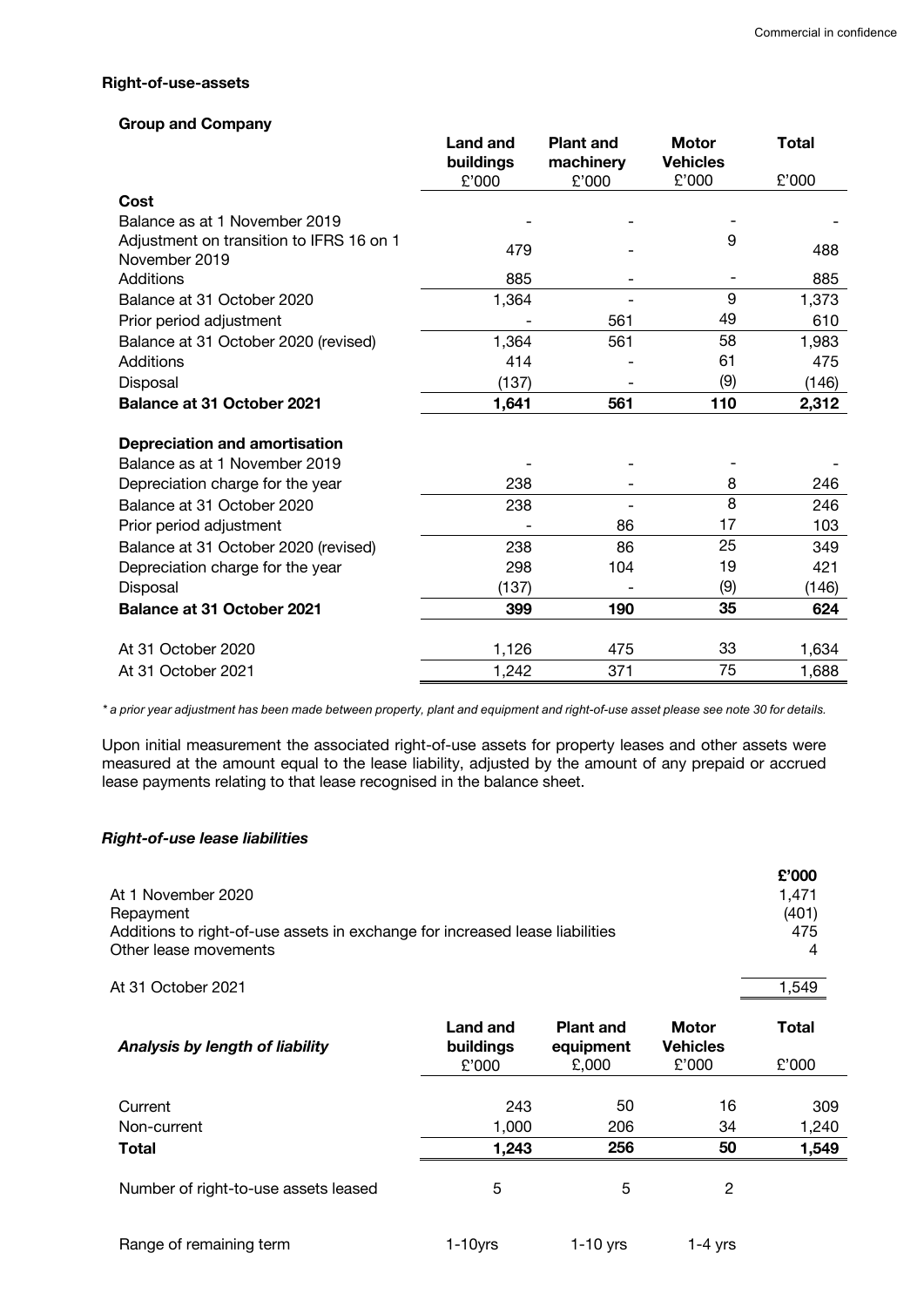**Right-of-use-assets**

**Group and Company**

| | Land and buildings £'000 | Plant and machinery £'000 | Motor Vehicles £'000 | Total £'000 |
|---|---|---|---|---|
| **Cost** | | | | |
| Balance as at 1 November 2019 | - | - | - | - |
| Adjustment on transition to IFRS 16 on 1 November 2019 | 479 | - | 9 | 488 |
| Additions | 885 | - | - | 885 |
| Balance at 31 October 2020 | 1,364 | - | 9 | 1,373 |
| Prior period adjustment | - | 561 | 49 | 610 |
| Balance at 31 October 2020 (revised) | 1,364 | 561 | 58 | 1,983 |
| Additions | 414 | - | 61 | 475 |
| Disposal | (137) | - | (9) | (146) |
| **Balance at 31 October 2021** | **1,641** | **561** | **110** | **2,312** |
| | | | | |
| **Depreciation and amortisation** | | | | |
| Balance as at 1 November 2019 | - | - | - | - |
| Depreciation charge for the year | 238 | - | 8 | 246 |
| Balance at 31 October 2020 | 238 | - | 8 | 246 |
| Prior period adjustment | - | 86 | 17 | 103 |
| Balance at 31 October 2020 (revised) | 238 | 86 | 25 | 349 |
| Depreciation charge for the year | 298 | 104 | 19 | 421 |
| Disposal | (137) | - | (9) | (146) |
| **Balance at 31 October 2021** | **399** | **190** | **35** | **624** |
| | | | | |
| At 31 October 2020 | 1,126 | 475 | 33 | 1,634 |
| At 31 October 2021 | 1,242 | 371 | 75 | 1,688 |

*\* a prior year adjustment has been made between property, plant and equipment and right-of-use asset please see note 30 for details.*

Upon initial measurement the associated right-of-use assets for property leases and other assets were measured at the amount equal to the lease liability, adjusted by the amount of any prepaid or accrued lease payments relating to that lease recognised in the balance sheet.

***Right-of-use lease liabilities***

| | £'000 |
|---|---|
| At 1 November 2020 | 1,471 |
| Repayment | (401) |
| Additions to right-of-use assets in exchange for increased lease liabilities | 475 |
| Other lease movements | 4 |
| At 31 October 2021 | 1,549 |

| ***Analysis by length of liability*** | Land and buildings £'000 | Plant and equipment £,000 | Motor Vehicles £'000 | Total £'000 |
|---|---|---|---|---|
| Current | 243 | 50 | 16 | 309 |
| Non-current | 1,000 | 206 | 34 | 1,240 |
| **Total** | **1,243** | **256** | **50** | **1,549** |
| Number of right-to-use assets leased | 5 | 5 | 2 | |
| Range of remaining term | 1-10yrs | 1-10 yrs | 1-4 yrs | |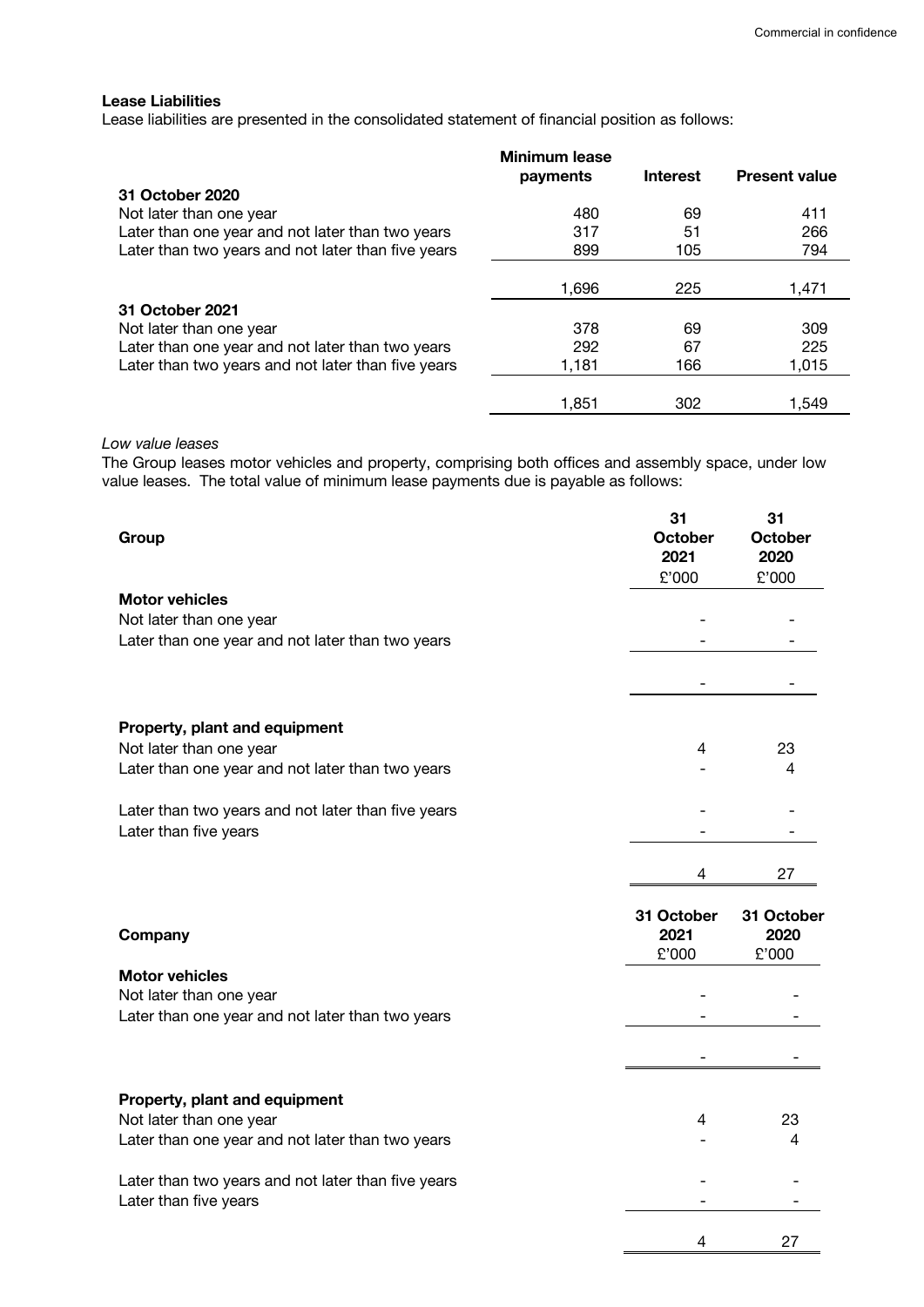**Lease Liabilities**

Lease liabilities are presented in the consolidated statement of financial position as follows:

| | Minimum lease payments | Interest | Present value |
|---|---|---|---|
| **31 October 2020** | | | |
| Not later than one year | 480 | 69 | 411 |
| Later than one year and not later than two years | 317 | 51 | 266 |
| Later than two years and not later than five years | 899 | 105 | 794 |
| | 1,696 | 225 | 1,471 |
| **31 October 2021** | | | |
| Not later than one year | 378 | 69 | 309 |
| Later than one year and not later than two years | 292 | 67 | 225 |
| Later than two years and not later than five years | 1,181 | 166 | 1,015 |
| | 1,851 | 302 | 1,549 |

*Low value leases*

The Group leases motor vehicles and property, comprising both offices and assembly space, under low value leases. The total value of minimum lease payments due is payable as follows:

| **Group** | **31 October 2021** £'000 | **31 October 2020** £'000 |
|---|---|---|
| **Motor vehicles** | | |
| Not later than one year | - | - |
| Later than one year and not later than two years | - | - |
| | - | - |
| **Property, plant and equipment** | | |
| Not later than one year | 4 | 23 |
| Later than one year and not later than two years | - | 4 |
| Later than two years and not later than five years | - | - |
| Later than five years | - | - |
| | 4 | 27 |

| **Company** | **31 October 2021** £'000 | **31 October 2020** £'000 |
|---|---|---|
| **Motor vehicles** | | |
| Not later than one year | - | - |
| Later than one year and not later than two years | - | - |
| | - | - |
| **Property, plant and equipment** | | |
| Not later than one year | 4 | 23 |
| Later than one year and not later than two years | - | 4 |
| Later than two years and not later than five years | - | - |
| Later than five years | - | - |
| | 4 | 27 |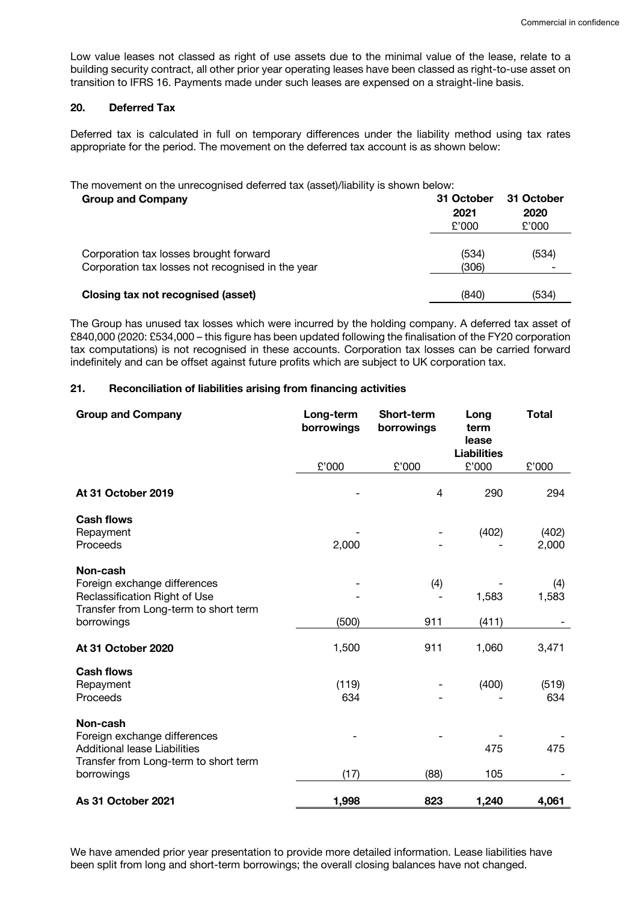Low value leases not classed as right of use assets due to the minimal value of the lease, relate to a building security contract, all other prior year operating leases have been classed as right-to-use asset on transition to IFRS 16. Payments made under such leases are expensed on a straight-line basis.

## 20. Deferred Tax

Deferred tax is calculated in full on temporary differences under the liability method using tax rates appropriate for the period. The movement on the deferred tax account is as shown below:

The movement on the unrecognised deferred tax (asset)/liability is shown below:

| **Group and Company** | **31 October 2021** £'000 | **31 October 2020** £'000 |
|---|---|---|
| Corporation tax losses brought forward | (534) | (534) |
| Corporation tax losses not recognised in the year | (306) | - |
| **Closing tax not recognised (asset)** | (840) | (534) |

The Group has unused tax losses which were incurred by the holding company. A deferred tax asset of £840,000 (2020: £534,000 – this figure has been updated following the finalisation of the FY20 corporation tax computations) is not recognised in these accounts. Corporation tax losses can be carried forward indefinitely and can be offset against future profits which are subject to UK corporation tax.

## 21. Reconciliation of liabilities arising from financing activities

| **Group and Company** | **Long-term borrowings** | **Short-term borrowings** | **Long term lease Liabilities** | **Total** |
|---|---|---|---|---|
| | £'000 | £'000 | £'000 | £'000 |
| **At 31 October 2019** | - | 4 | 290 | 294 |
| **Cash flows** | | | | |
| Repayment | - | - | (402) | (402) |
| Proceeds | 2,000 | - | - | 2,000 |
| **Non-cash** | | | | |
| Foreign exchange differences | - | (4) | - | (4) |
| Reclassification Right of Use | - | - | 1,583 | 1,583 |
| Transfer from Long-term to short term borrowings | (500) | 911 | (411) | - |
| **At 31 October 2020** | 1,500 | 911 | 1,060 | 3,471 |
| **Cash flows** | | | | |
| Repayment | (119) | - | (400) | (519) |
| Proceeds | 634 | - | - | 634 |
| **Non-cash** | | | | |
| Foreign exchange differences | - | - | - | - |
| Additional lease Liabilities | | | 475 | 475 |
| Transfer from Long-term to short term borrowings | (17) | (88) | 105 | - |
| **As 31 October 2021** | **1,998** | **823** | **1,240** | **4,061** |

We have amended prior year presentation to provide more detailed information. Lease liabilities have been split from long and short-term borrowings; the overall closing balances have not changed.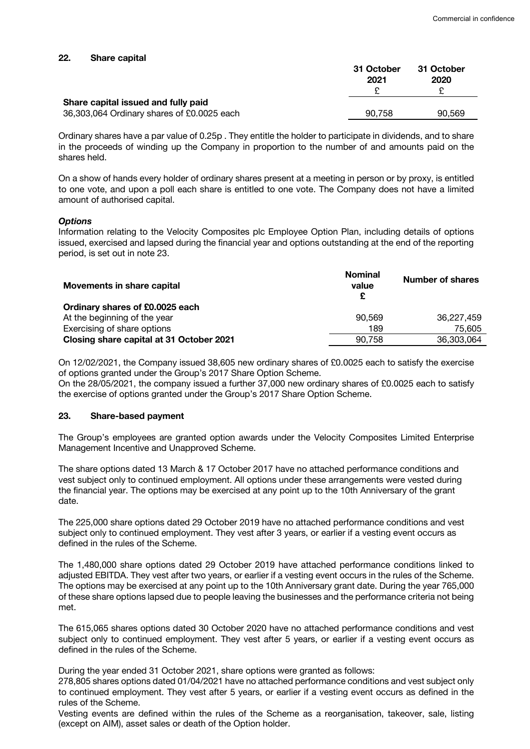## 22. Share capital

| | 31 October 2021 | 31 October 2020 |
|---|---|---|
| | £ | £ |
| **Share capital issued and fully paid** | | |
| 36,303,064 Ordinary shares of £0.0025 each | 90,758 | 90,569 |

Ordinary shares have a par value of 0.25p . They entitle the holder to participate in dividends, and to share in the proceeds of winding up the Company in proportion to the number of and amounts paid on the shares held.

On a show of hands every holder of ordinary shares present at a meeting in person or by proxy, is entitled to one vote, and upon a poll each share is entitled to one vote. The Company does not have a limited amount of authorised capital.

### *Options*

Information relating to the Velocity Composites plc Employee Option Plan, including details of options issued, exercised and lapsed during the financial year and options outstanding at the end of the reporting period, is set out in note 23.

| Movements in share capital | Nominal value £ | Number of shares |
|---|---|---|
| **Ordinary shares of £0.0025 each** | | |
| At the beginning of the year | 90,569 | 36,227,459 |
| Exercising of share options | 189 | 75,605 |
| **Closing share capital at 31 October 2021** | 90,758 | 36,303,064 |

On 12/02/2021, the Company issued 38,605 new ordinary shares of £0.0025 each to satisfy the exercise of options granted under the Group's 2017 Share Option Scheme.
On the 28/05/2021, the company issued a further 37,000 new ordinary shares of £0.0025 each to satisfy the exercise of options granted under the Group's 2017 Share Option Scheme.

## 23. Share-based payment

The Group's employees are granted option awards under the Velocity Composites Limited Enterprise Management Incentive and Unapproved Scheme.

The share options dated 13 March & 17 October 2017 have no attached performance conditions and vest subject only to continued employment. All options under these arrangements were vested during the financial year. The options may be exercised at any point up to the 10th Anniversary of the grant date.

The 225,000 share options dated 29 October 2019 have no attached performance conditions and vest subject only to continued employment. They vest after 3 years, or earlier if a vesting event occurs as defined in the rules of the Scheme.

The 1,480,000 share options dated 29 October 2019 have attached performance conditions linked to adjusted EBITDA. They vest after two years, or earlier if a vesting event occurs in the rules of the Scheme. The options may be exercised at any point up to the 10th Anniversary grant date. During the year 765,000 of these share options lapsed due to people leaving the businesses and the performance criteria not being met.

The 615,065 shares options dated 30 October 2020 have no attached performance conditions and vest subject only to continued employment. They vest after 5 years, or earlier if a vesting event occurs as defined in the rules of the Scheme.

During the year ended 31 October 2021, share options were granted as follows:
278,805 shares options dated 01/04/2021 have no attached performance conditions and vest subject only to continued employment. They vest after 5 years, or earlier if a vesting event occurs as defined in the rules of the Scheme.
Vesting events are defined within the rules of the Scheme as a reorganisation, takeover, sale, listing (except on AIM), asset sales or death of the Option holder.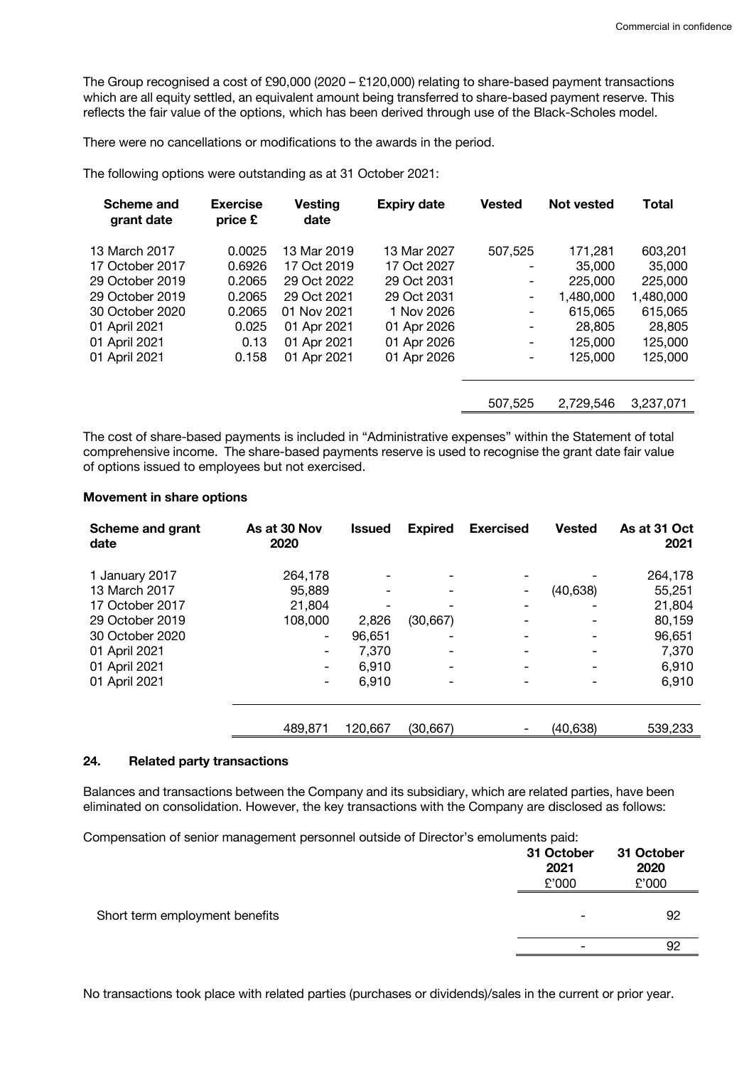The Group recognised a cost of £90,000 (2020 – £120,000) relating to share-based payment transactions which are all equity settled, an equivalent amount being transferred to share-based payment reserve. This reflects the fair value of the options, which has been derived through use of the Black-Scholes model.

There were no cancellations or modifications to the awards in the period.

The following options were outstanding as at 31 October 2021:

| Scheme and grant date | Exercise price £ | Vesting date | Expiry date | Vested | Not vested | Total |
|---|---|---|---|---|---|---|
| 13 March 2017 | 0.0025 | 13 Mar 2019 | 13 Mar 2027 | 507,525 | 171,281 | 603,201 |
| 17 October 2017 | 0.6926 | 17 Oct 2019 | 17 Oct 2027 | - | 35,000 | 35,000 |
| 29 October 2019 | 0.2065 | 29 Oct 2022 | 29 Oct 2031 | - | 225,000 | 225,000 |
| 29 October 2019 | 0.2065 | 29 Oct 2021 | 29 Oct 2031 | - | 1,480,000 | 1,480,000 |
| 30 October 2020 | 0.2065 | 01 Nov 2021 | 1 Nov 2026 | - | 615,065 | 615,065 |
| 01 April 2021 | 0.025 | 01 Apr 2021 | 01 Apr 2026 | - | 28,805 | 28,805 |
| 01 April 2021 | 0.13 | 01 Apr 2021 | 01 Apr 2026 | - | 125,000 | 125,000 |
| 01 April 2021 | 0.158 | 01 Apr 2021 | 01 Apr 2026 | - | 125,000 | 125,000 |
| | | | | 507,525 | 2,729,546 | 3,237,071 |

The cost of share-based payments is included in "Administrative expenses" within the Statement of total comprehensive income. The share-based payments reserve is used to recognise the grant date fair value of options issued to employees but not exercised.

**Movement in share options**

| Scheme and grant date | As at 30 Nov 2020 | Issued | Expired | Exercised | Vested | As at 31 Oct 2021 |
|---|---|---|---|---|---|---|
| 1 January 2017 | 264,178 | - | - | - | - | 264,178 |
| 13 March 2017 | 95,889 | - | - | - | (40,638) | 55,251 |
| 17 October 2017 | 21,804 | - | - | - | - | 21,804 |
| 29 October 2019 | 108,000 | 2,826 | (30,667) | - | - | 80,159 |
| 30 October 2020 | - | 96,651 | - | - | - | 96,651 |
| 01 April 2021 | - | 7,370 | - | - | - | 7,370 |
| 01 April 2021 | - | 6,910 | - | - | - | 6,910 |
| 01 April 2021 | - | 6,910 | - | - | - | 6,910 |
| | 489,871 | 120,667 | (30,667) | - | (40,638) | 539,233 |

## 24. Related party transactions

Balances and transactions between the Company and its subsidiary, which are related parties, have been eliminated on consolidation. However, the key transactions with the Company are disclosed as follows:

Compensation of senior management personnel outside of Director's emoluments paid:

| | 31 October 2021 £'000 | 31 October 2020 £'000 |
|---|---|---|
| Short term employment benefits | - | 92 |
| | - | 92 |

No transactions took place with related parties (purchases or dividends)/sales in the current or prior year.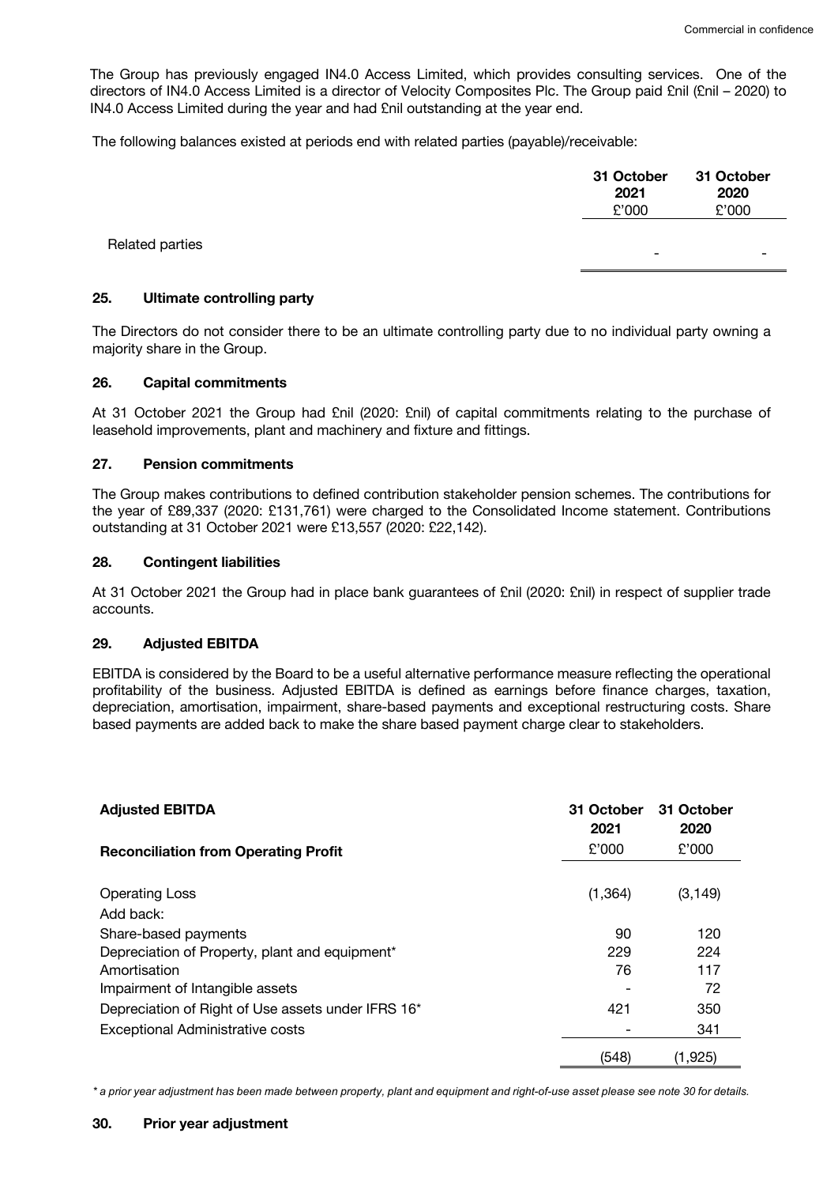The Group has previously engaged IN4.0 Access Limited, which provides consulting services. One of the directors of IN4.0 Access Limited is a director of Velocity Composites Plc. The Group paid £nil (£nil – 2020) to IN4.0 Access Limited during the year and had £nil outstanding at the year end.

The following balances existed at periods end with related parties (payable)/receivable:

| | 31 October 2021 £'000 | 31 October 2020 £'000 |
|---|---|---|
| Related parties | - | - |

### 25. Ultimate controlling party

The Directors do not consider there to be an ultimate controlling party due to no individual party owning a majority share in the Group.

### 26. Capital commitments

At 31 October 2021 the Group had £nil (2020: £nil) of capital commitments relating to the purchase of leasehold improvements, plant and machinery and fixture and fittings.

### 27. Pension commitments

The Group makes contributions to defined contribution stakeholder pension schemes. The contributions for the year of £89,337 (2020: £131,761) were charged to the Consolidated Income statement. Contributions outstanding at 31 October 2021 were £13,557 (2020: £22,142).

### 28. Contingent liabilities

At 31 October 2021 the Group had in place bank guarantees of £nil (2020: £nil) in respect of supplier trade accounts.

### 29. Adjusted EBITDA

EBITDA is considered by the Board to be a useful alternative performance measure reflecting the operational profitability of the business. Adjusted EBITDA is defined as earnings before finance charges, taxation, depreciation, amortisation, impairment, share-based payments and exceptional restructuring costs. Share based payments are added back to make the share based payment charge clear to stakeholders.

| **Adjusted EBITDA** | **31 October 2021** | **31 October 2020** |
|---|---|---|
| **Reconciliation from Operating Profit** | £'000 | £'000 |
| Operating Loss | (1,364) | (3,149) |
| Add back: | | |
| Share-based payments | 90 | 120 |
| Depreciation of Property, plant and equipment* | 229 | 224 |
| Amortisation | 76 | 117 |
| Impairment of Intangible assets | - | 72 |
| Depreciation of Right of Use assets under IFRS 16* | 421 | 350 |
| Exceptional Administrative costs | - | 341 |
| | (548) | (1,925) |

*\* a prior year adjustment has been made between property, plant and equipment and right-of-use asset please see note 30 for details.*

### 30. Prior year adjustment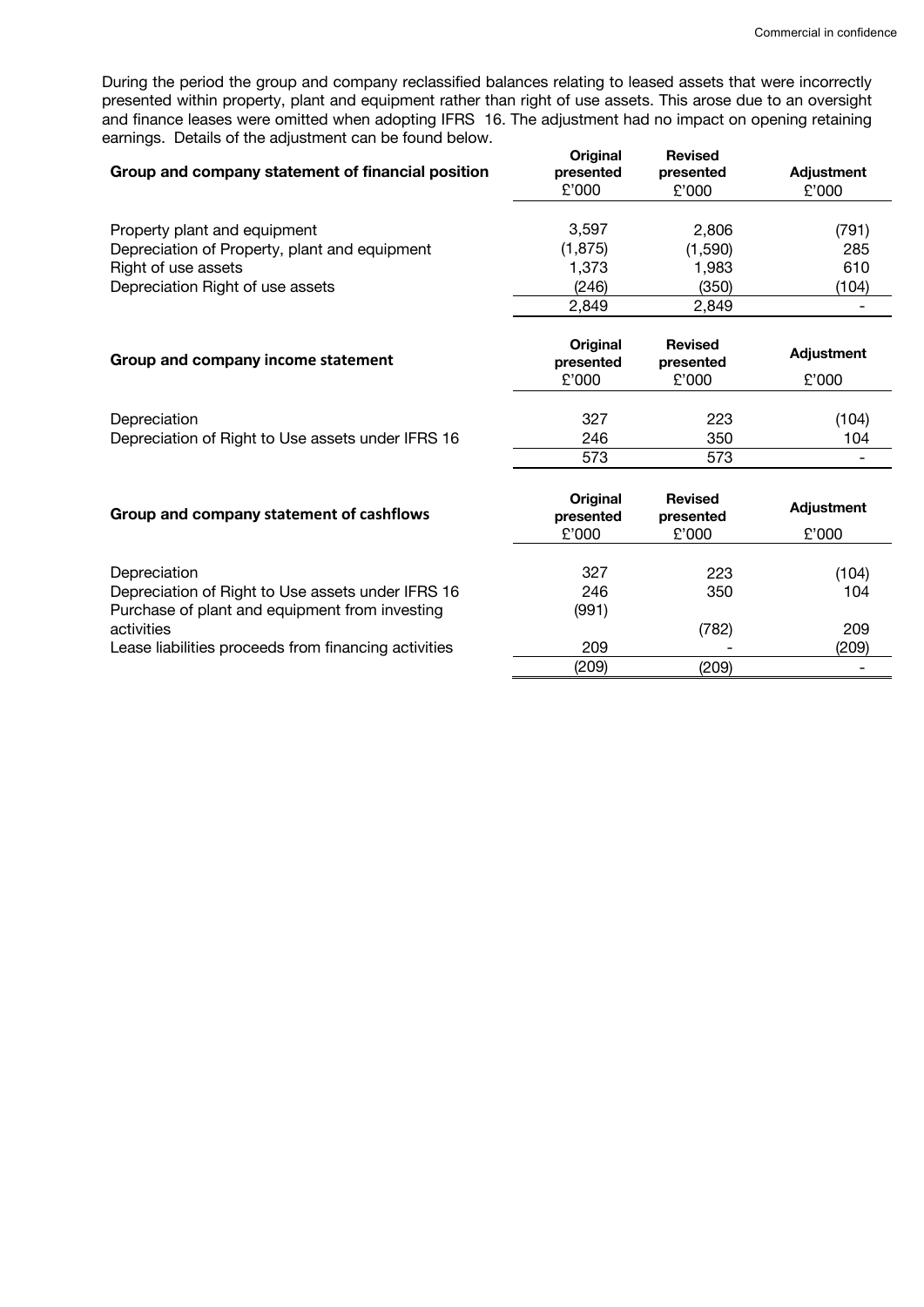During the period the group and company reclassified balances relating to leased assets that were incorrectly presented within property, plant and equipment rather than right of use assets. This arose due to an oversight and finance leases were omitted when adopting IFRS 16. The adjustment had no impact on opening retaining earnings. Details of the adjustment can be found below.

| Group and company statement of financial position | Original presented £'000 | Revised presented £'000 | Adjustment £'000 |
|---|---|---|---|
| Property plant and equipment | 3,597 | 2,806 | (791) |
| Depreciation of Property, plant and equipment | (1,875) | (1,590) | 285 |
| Right of use assets | 1,373 | 1,983 | 610 |
| Depreciation Right of use assets | (246) | (350) | (104) |
| | 2,849 | 2,849 | - |

| Group and company income statement | Original presented £'000 | Revised presented £'000 | Adjustment £'000 |
|---|---|---|---|
| Depreciation | 327 | 223 | (104) |
| Depreciation of Right to Use assets under IFRS 16 | 246 | 350 | 104 |
| | 573 | 573 | - |

| Group and company statement of cashflows | Original presented £'000 | Revised presented £'000 | Adjustment £'000 |
|---|---|---|---|
| Depreciation | 327 | 223 | (104) |
| Depreciation of Right to Use assets under IFRS 16 | 246 | 350 | 104 |
| Purchase of plant and equipment from investing activities | (991) | (782) | 209 |
| Lease liabilities proceeds from financing activities | 209 | - | (209) |
| | (209) | (209) | - |